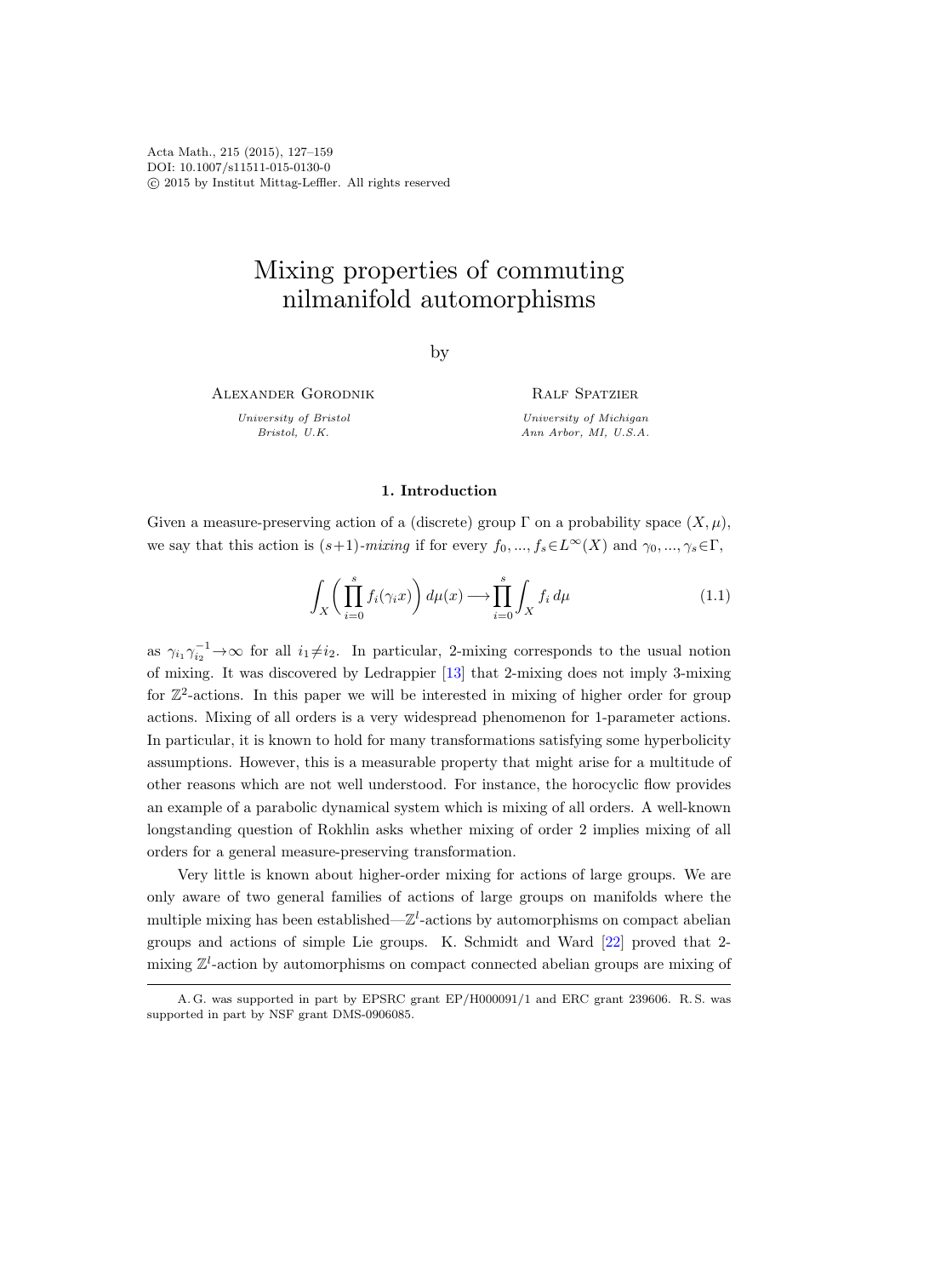# Mixing properties of commuting nilmanifold automorphisms

by

Alexander Gorodnik

*University of Bristol*
*Bristol, U.K.*

Ralf Spatzier

*University of Michigan*
*Ann Arbor, MI, U.S.A.*

## 1. Introduction

Given a measure-preserving action of a (discrete) group $\Gamma$ on a probability space $(X,\mu)$, we say that this action is $(s{+}1)$-*mixing* if for every $f_0,...,f_s\in L^\infty(X)$ and $\gamma_0,...,\gamma_s\in\Gamma$,

$$\int_X\left(\prod_{i=0}^s f_i(\gamma_i x)\right)d\mu(x)\longrightarrow\prod_{i=0}^s\int_X f_i\,d\mu \tag{1.1}$$

as $\gamma_{i_1}\gamma_{i_2}^{-1}\to\infty$ for all $i_1\neq i_2$. In particular, 2-mixing corresponds to the usual notion of mixing. It was discovered by Ledrappier [13] that 2-mixing does not imply 3-mixing for $\mathbb{Z}^2$-actions. In this paper we will be interested in mixing of higher order for group actions. Mixing of all orders is a very widespread phenomenon for 1-parameter actions. In particular, it is known to hold for many transformations satisfying some hyperbolicity assumptions. However, this is a measurable property that might arise for a multitude of other reasons which are not well understood. For instance, the horocyclic flow provides an example of a parabolic dynamical system which is mixing of all orders. A well-known longstanding question of Rokhlin asks whether mixing of order 2 implies mixing of all orders for a general measure-preserving transformation.

Very little is known about higher-order mixing for actions of large groups. We are only aware of two general families of actions of large groups on manifolds where the multiple mixing has been established—$\mathbb{Z}^l$-actions by automorphisms on compact abelian groups and actions of simple Lie groups. K. Schmidt and Ward [22] proved that 2-mixing $\mathbb{Z}^l$-action by automorphisms on compact connected abelian groups are mixing of

A. G. was supported in part by EPSRC grant EP/H000091/1 and ERC grant 239606. R. S. was supported in part by NSF grant DMS-0906085.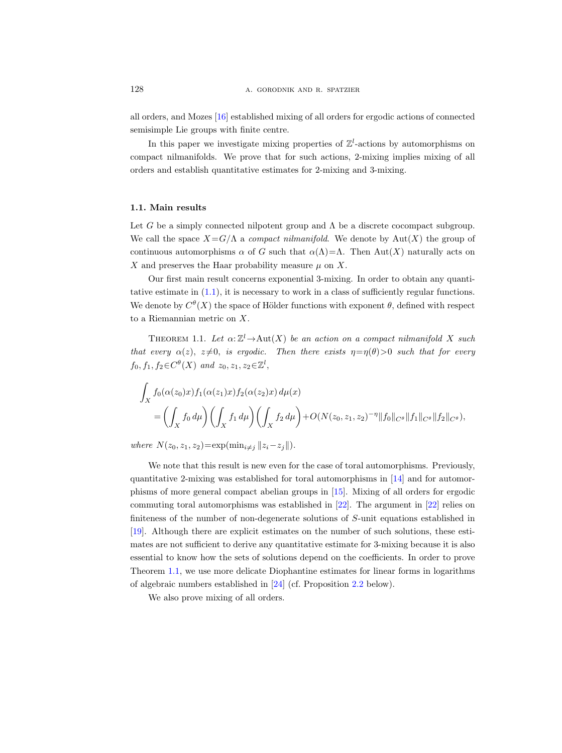all orders, and Mozes [16] established mixing of all orders for ergodic actions of connected semisimple Lie groups with finite centre.

In this paper we investigate mixing properties of $\mathbb{Z}^l$-actions by automorphisms on compact nilmanifolds. We prove that for such actions, 2-mixing implies mixing of all orders and establish quantitative estimates for 2-mixing and 3-mixing.

### 1.1. Main results

Let $G$ be a simply connected nilpotent group and $\Lambda$ be a discrete cocompact subgroup. We call the space $X=G/\Lambda$ a *compact nilmanifold*. We denote by $\mathrm{Aut}(X)$ the group of continuous automorphisms $\alpha$ of $G$ such that $\alpha(\Lambda)=\Lambda$. Then $\mathrm{Aut}(X)$ naturally acts on $X$ and preserves the Haar probability measure $\mu$ on $X$.

Our first main result concerns exponential 3-mixing. In order to obtain any quantitative estimate in (1.1), it is necessary to work in a class of sufficiently regular functions. We denote by $C^\theta(X)$ the space of Hölder functions with exponent $\theta$, defined with respect to a Riemannian metric on $X$.

THEOREM 1.1. *Let $\alpha\colon\mathbb{Z}^l\to\mathrm{Aut}(X)$ be an action on a compact nilmanifold $X$ such that every $\alpha(z)$, $z\neq 0$, is ergodic. Then there exists $\eta=\eta(\theta)>0$ such that for every $f_0,f_1,f_2\in C^\theta(X)$ and $z_0,z_1,z_2\in\mathbb{Z}^l$,*

$$\int_X f_0(\alpha(z_0)x)f_1(\alpha(z_1)x)f_2(\alpha(z_2)x)\,d\mu(x) = \left(\int_X f_0\,d\mu\right)\left(\int_X f_1\,d\mu\right)\left(\int_X f_2\,d\mu\right)+O(N(z_0,z_1,z_2)^{-\eta}\|f_0\|_{C^\theta}\|f_1\|_{C^\theta}\|f_2\|_{C^\theta}),$$

*where $N(z_0,z_1,z_2)=\exp(\min_{i\neq j}\|z_i-z_j\|)$.*

We note that this result is new even for the case of toral automorphisms. Previously, quantitative 2-mixing was established for toral automorphisms in [14] and for automorphisms of more general compact abelian groups in [15]. Mixing of all orders for ergodic commuting toral automorphisms was established in [22]. The argument in [22] relies on finiteness of the number of non-degenerate solutions of $S$-unit equations established in [19]. Although there are explicit estimates on the number of such solutions, these estimates are not sufficient to derive any quantitative estimate for 3-mixing because it is also essential to know how the sets of solutions depend on the coefficients. In order to prove Theorem 1.1, we use more delicate Diophantine estimates for linear forms in logarithms of algebraic numbers established in [24] (cf. Proposition 2.2 below).

We also prove mixing of all orders.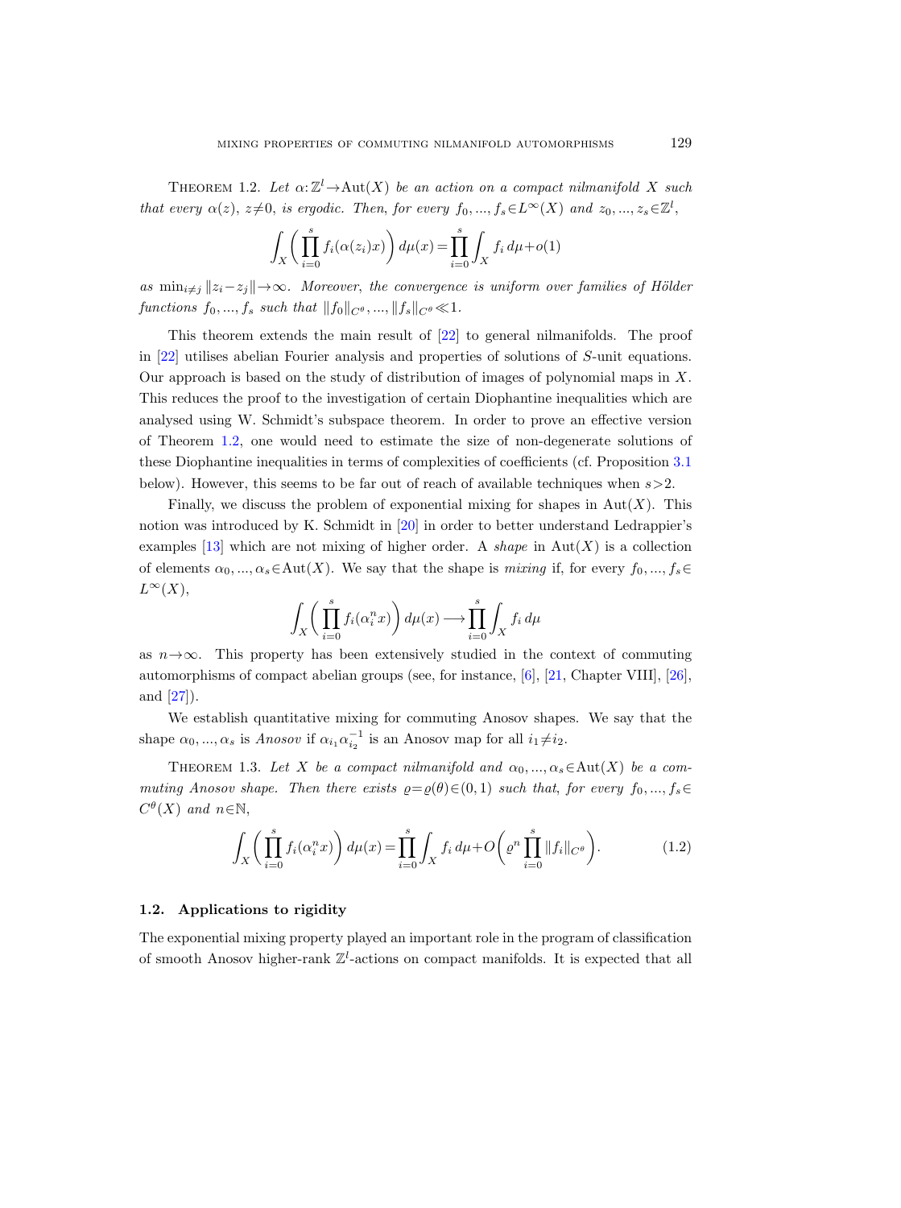Theorem 1.2. *Let $\alpha:\mathbb{Z}^l \to \mathrm{Aut}(X)$ be an action on a compact nilmanifold $X$ such that every $\alpha(z)$, $z\neq 0$, is ergodic. Then, for every $f_0, ..., f_s \in L^\infty(X)$ and $z_0, ..., z_s \in \mathbb{Z}^l$,*

$$\int_X \left( \prod_{i=0}^{s} f_i(\alpha(z_i)x) \right) d\mu(x) = \prod_{i=0}^{s} \int_X f_i \, d\mu + o(1)$$

*as $\min_{i\neq j} \|z_i - z_j\| \to \infty$. Moreover, the convergence is uniform over families of Hölder functions $f_0, ..., f_s$ such that $\|f_0\|_{C^\theta}, ..., \|f_s\|_{C^\theta} \ll 1$.*

This theorem extends the main result of [22] to general nilmanifolds. The proof in [22] utilises abelian Fourier analysis and properties of solutions of $S$-unit equations. Our approach is based on the study of distribution of images of polynomial maps in $X$. This reduces the proof to the investigation of certain Diophantine inequalities which are analysed using W. Schmidt's subspace theorem. In order to prove an effective version of Theorem 1.2, one would need to estimate the size of non-degenerate solutions of these Diophantine inequalities in terms of complexities of coefficients (cf. Proposition 3.1 below). However, this seems to be far out of reach of available techniques when $s>2$.

Finally, we discuss the problem of exponential mixing for shapes in $\mathrm{Aut}(X)$. This notion was introduced by K. Schmidt in [20] in order to better understand Ledrappier's examples [13] which are not mixing of higher order. A *shape* in $\mathrm{Aut}(X)$ is a collection of elements $\alpha_0, ..., \alpha_s \in \mathrm{Aut}(X)$. We say that the shape is *mixing* if, for every $f_0, ..., f_s \in L^\infty(X)$,

$$\int_X \left( \prod_{i=0}^{s} f_i(\alpha_i^n x) \right) d\mu(x) \longrightarrow \prod_{i=0}^{s} \int_X f_i \, d\mu$$

as $n\to\infty$. This property has been extensively studied in the context of commuting automorphisms of compact abelian groups (see, for instance, [6], [21, Chapter VIII], [26], and [27]).

We establish quantitative mixing for commuting Anosov shapes. We say that the shape $\alpha_0, ..., \alpha_s$ is *Anosov* if $\alpha_{i_1}\alpha_{i_2}^{-1}$ is an Anosov map for all $i_1 \neq i_2$.

Theorem 1.3. *Let $X$ be a compact nilmanifold and $\alpha_0, ..., \alpha_s \in \mathrm{Aut}(X)$ be a commuting Anosov shape. Then there exists $\varrho = \varrho(\theta) \in (0,1)$ such that, for every $f_0, ..., f_s \in C^\theta(X)$ and $n \in \mathbb{N}$,*

$$\int_X \left( \prod_{i=0}^{s} f_i(\alpha_i^n x) \right) d\mu(x) = \prod_{i=0}^{s} \int_X f_i \, d\mu + O\left( \varrho^n \prod_{i=0}^{s} \|f_i\|_{C^\theta} \right). \tag{1.2}$$

### 1.2. Applications to rigidity

The exponential mixing property played an important role in the program of classification of smooth Anosov higher-rank $\mathbb{Z}^l$-actions on compact manifolds. It is expected that all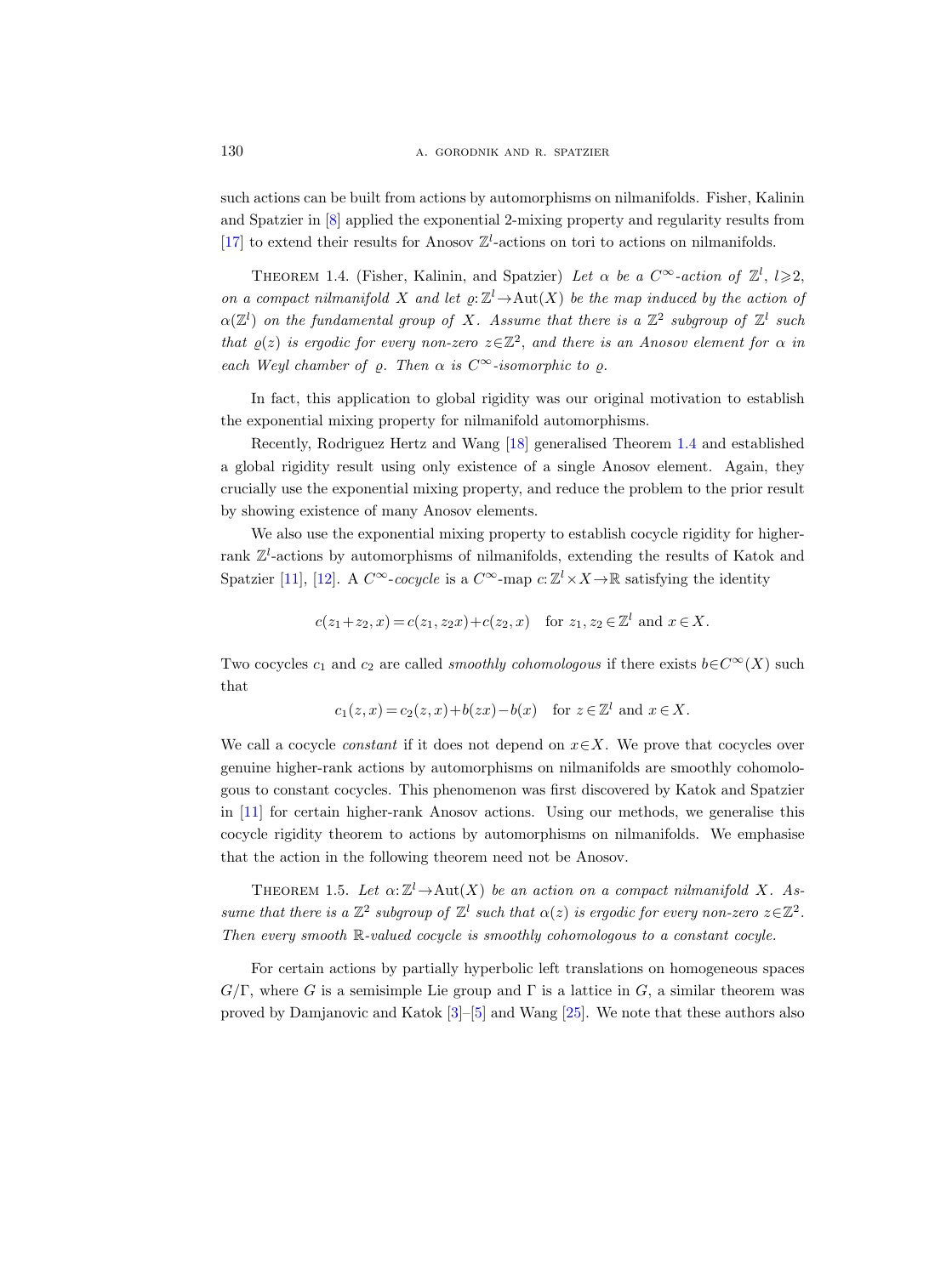such actions can be built from actions by automorphisms on nilmanifolds. Fisher, Kalinin and Spatzier in [8] applied the exponential 2-mixing property and regularity results from [17] to extend their results for Anosov $\mathbb{Z}^l$-actions on tori to actions on nilmanifolds.

THEOREM 1.4. (Fisher, Kalinin, and Spatzier) *Let $\alpha$ be a $C^\infty$-action of $\mathbb{Z}^l$, $l \geqslant 2$, on a compact nilmanifold $X$ and let $\varrho: \mathbb{Z}^l \to \mathrm{Aut}(X)$ be the map induced by the action of $\alpha(\mathbb{Z}^l)$ on the fundamental group of $X$. Assume that there is a $\mathbb{Z}^2$ subgroup of $\mathbb{Z}^l$ such that $\varrho(z)$ is ergodic for every non-zero $z \in \mathbb{Z}^2$, and there is an Anosov element for $\alpha$ in each Weyl chamber of $\varrho$. Then $\alpha$ is $C^\infty$-isomorphic to $\varrho$.*

In fact, this application to global rigidity was our original motivation to establish the exponential mixing property for nilmanifold automorphisms.

Recently, Rodriguez Hertz and Wang [18] generalised Theorem 1.4 and established a global rigidity result using only existence of a single Anosov element. Again, they crucially use the exponential mixing property, and reduce the problem to the prior result by showing existence of many Anosov elements.

We also use the exponential mixing property to establish cocycle rigidity for higher-rank $\mathbb{Z}^l$-actions by automorphisms of nilmanifolds, extending the results of Katok and Spatzier [11], [12]. A $C^\infty$-*cocycle* is a $C^\infty$-map $c: \mathbb{Z}^l \times X \to \mathbb{R}$ satisfying the identity

$$c(z_1+z_2, x) = c(z_1, z_2 x) + c(z_2, x) \quad \text{for } z_1, z_2 \in \mathbb{Z}^l \text{ and } x \in X.$$

Two cocycles $c_1$ and $c_2$ are called *smoothly cohomologous* if there exists $b \in C^\infty(X)$ such that

$$c_1(z, x) = c_2(z, x) + b(zx) - b(x) \quad \text{for } z \in \mathbb{Z}^l \text{ and } x \in X.$$

We call a cocycle *constant* if it does not depend on $x \in X$. We prove that cocycles over genuine higher-rank actions by automorphisms on nilmanifolds are smoothly cohomologous to constant cocycles. This phenomenon was first discovered by Katok and Spatzier in [11] for certain higher-rank Anosov actions. Using our methods, we generalise this cocycle rigidity theorem to actions by automorphisms on nilmanifolds. We emphasise that the action in the following theorem need not be Anosov.

THEOREM 1.5. *Let $\alpha: \mathbb{Z}^l \to \mathrm{Aut}(X)$ be an action on a compact nilmanifold $X$. Assume that there is a $\mathbb{Z}^2$ subgroup of $\mathbb{Z}^l$ such that $\alpha(z)$ is ergodic for every non-zero $z \in \mathbb{Z}^2$. Then every smooth $\mathbb{R}$-valued cocycle is smoothly cohomologous to a constant cocyle.*

For certain actions by partially hyperbolic left translations on homogeneous spaces $G/\Gamma$, where $G$ is a semisimple Lie group and $\Gamma$ is a lattice in $G$, a similar theorem was proved by Damjanovic and Katok [3]–[5] and Wang [25]. We note that these authors also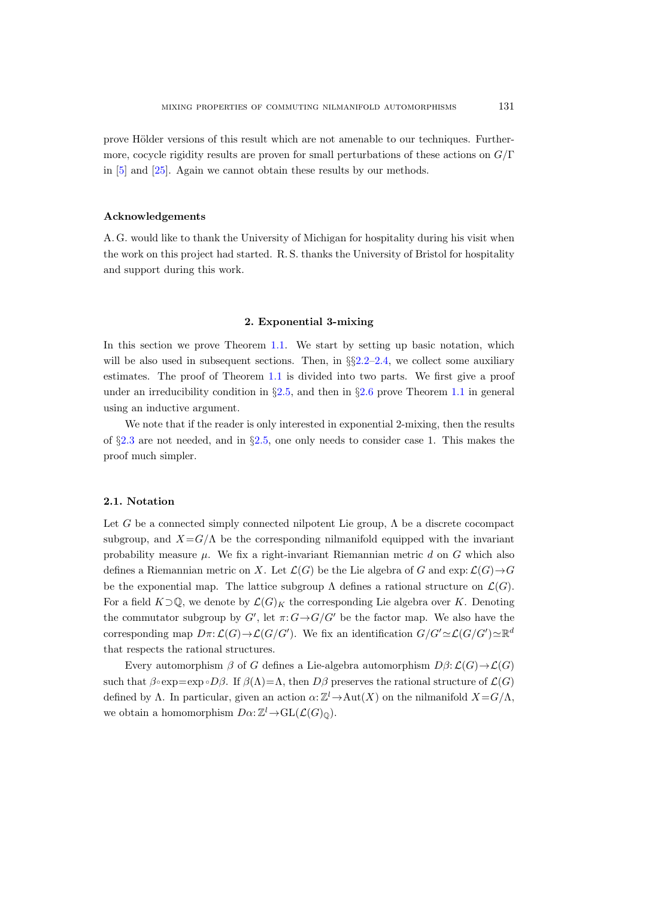prove Hölder versions of this result which are not amenable to our techniques. Furthermore, cocycle rigidity results are proven for small perturbations of these actions on $G/\Gamma$ in [5] and [25]. Again we cannot obtain these results by our methods.

### Acknowledgements

A. G. would like to thank the University of Michigan for hospitality during his visit when the work on this project had started. R. S. thanks the University of Bristol for hospitality and support during this work.

## 2. Exponential 3-mixing

In this section we prove Theorem 1.1. We start by setting up basic notation, which will be also used in subsequent sections. Then, in §§2.2–2.4, we collect some auxiliary estimates. The proof of Theorem 1.1 is divided into two parts. We first give a proof under an irreducibility condition in §2.5, and then in §2.6 prove Theorem 1.1 in general using an inductive argument.

We note that if the reader is only interested in exponential 2-mixing, then the results of §2.3 are not needed, and in §2.5, one only needs to consider case 1. This makes the proof much simpler.

### 2.1. Notation

Let $G$ be a connected simply connected nilpotent Lie group, $\Lambda$ be a discrete cocompact subgroup, and $X=G/\Lambda$ be the corresponding nilmanifold equipped with the invariant probability measure $\mu$. We fix a right-invariant Riemannian metric $d$ on $G$ which also defines a Riemannian metric on $X$. Let $\mathcal{L}(G)$ be the Lie algebra of $G$ and $\exp: \mathcal{L}(G)\to G$ be the exponential map. The lattice subgroup $\Lambda$ defines a rational structure on $\mathcal{L}(G)$. For a field $K\supset\mathbb{Q}$, we denote by $\mathcal{L}(G)_K$ the corresponding Lie algebra over $K$. Denoting the commutator subgroup by $G'$, let $\pi: G\to G/G'$ be the factor map. We also have the corresponding map $D\pi: \mathcal{L}(G)\to\mathcal{L}(G/G')$. We fix an identification $G/G'\simeq\mathcal{L}(G/G')\simeq\mathbb{R}^d$ that respects the rational structures.

Every automorphism $\beta$ of $G$ defines a Lie-algebra automorphism $D\beta: \mathcal{L}(G)\to\mathcal{L}(G)$ such that $\beta\circ\exp=\exp\circ D\beta$. If $\beta(\Lambda)=\Lambda$, then $D\beta$ preserves the rational structure of $\mathcal{L}(G)$ defined by $\Lambda$. In particular, given an action $\alpha: \mathbb{Z}^l\to\operatorname{Aut}(X)$ on the nilmanifold $X=G/\Lambda$, we obtain a homomorphism $D\alpha: \mathbb{Z}^l\to\operatorname{GL}(\mathcal{L}(G)_{\mathbb{Q}})$.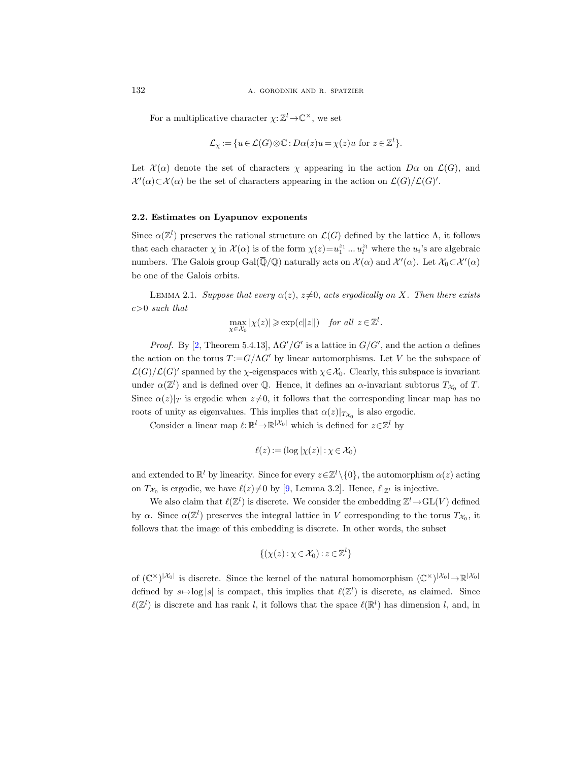For a multiplicative character $\chi: \mathbb{Z}^l \to \mathbb{C}^\times$, we set

$$\mathcal{L}_\chi := \{u \in \mathcal{L}(G) \otimes \mathbb{C} : D\alpha(z)u = \chi(z)u \text{ for } z \in \mathbb{Z}^l\}.$$

Let $\mathcal{X}(\alpha)$ denote the set of characters $\chi$ appearing in the action $D\alpha$ on $\mathcal{L}(G)$, and $\mathcal{X}'(\alpha) \subset \mathcal{X}(\alpha)$ be the set of characters appearing in the action on $\mathcal{L}(G)/\mathcal{L}(G)'$.

### 2.2. Estimates on Lyapunov exponents

Since $\alpha(\mathbb{Z}^l)$ preserves the rational structure on $\mathcal{L}(G)$ defined by the lattice $\Lambda$, it follows that each character $\chi$ in $\mathcal{X}(\alpha)$ is of the form $\chi(z) = u_1^{z_1} \dots u_l^{z_l}$ where the $u_i$'s are algebraic numbers. The Galois group $\mathrm{Gal}(\overline{\mathbb{Q}}/\mathbb{Q})$ naturally acts on $\mathcal{X}(\alpha)$ and $\mathcal{X}'(\alpha)$. Let $\mathcal{X}_0 \subset \mathcal{X}'(\alpha)$ be one of the Galois orbits.

Lemma 2.1. *Suppose that every $\alpha(z)$, $z \neq 0$, acts ergodically on $X$. Then there exists $c > 0$ such that*

$$\max_{\chi \in \mathcal{X}_0} |\chi(z)| \geqslant \exp(c\|z\|) \quad \text{for all } z \in \mathbb{Z}^l.$$

*Proof.* By [2, Theorem 5.4.13], $\Lambda G'/G'$ is a lattice in $G/G'$, and the action $\alpha$ defines the action on the torus $T := G/\Lambda G'$ by linear automorphisms. Let $V$ be the subspace of $\mathcal{L}(G)/\mathcal{L}(G)'$ spanned by the $\chi$-eigenspaces with $\chi \in \mathcal{X}_0$. Clearly, this subspace is invariant under $\alpha(\mathbb{Z}^l)$ and is defined over $\mathbb{Q}$. Hence, it defines an $\alpha$-invariant subtorus $T_{\mathcal{X}_0}$ of $T$. Since $\alpha(z)|_T$ is ergodic when $z \neq 0$, it follows that the corresponding linear map has no roots of unity as eigenvalues. This implies that $\alpha(z)|_{T_{\mathcal{X}_0}}$ is also ergodic.

Consider a linear map $\ell: \mathbb{R}^l \to \mathbb{R}^{|\mathcal{X}_0|}$ which is defined for $z \in \mathbb{Z}^l$ by

$$\ell(z) := (\log|\chi(z)| : \chi \in \mathcal{X}_0)$$

and extended to $\mathbb{R}^l$ by linearity. Since for every $z \in \mathbb{Z}^l \setminus \{0\}$, the automorphism $\alpha(z)$ acting on $T_{\mathcal{X}_0}$ is ergodic, we have $\ell(z) \neq 0$ by [9, Lemma 3.2]. Hence, $\ell|_{\mathbb{Z}^l}$ is injective.

We also claim that $\ell(\mathbb{Z}^l)$ is discrete. We consider the embedding $\mathbb{Z}^l \to \mathrm{GL}(V)$ defined by $\alpha$. Since $\alpha(\mathbb{Z}^l)$ preserves the integral lattice in $V$ corresponding to the torus $T_{\mathcal{X}_0}$, it follows that the image of this embedding is discrete. In other words, the subset

$$\{(\chi(z) : \chi \in \mathcal{X}_0) : z \in \mathbb{Z}^l\}$$

of $(\mathbb{C}^\times)^{|\mathcal{X}_0|}$ is discrete. Since the kernel of the natural homomorphism $(\mathbb{C}^\times)^{|\mathcal{X}_0|} \to \mathbb{R}^{|\mathcal{X}_0|}$ defined by $s \mapsto \log|s|$ is compact, this implies that $\ell(\mathbb{Z}^l)$ is discrete, as claimed. Since $\ell(\mathbb{Z}^l)$ is discrete and has rank $l$, it follows that the space $\ell(\mathbb{R}^l)$ has dimension $l$, and, in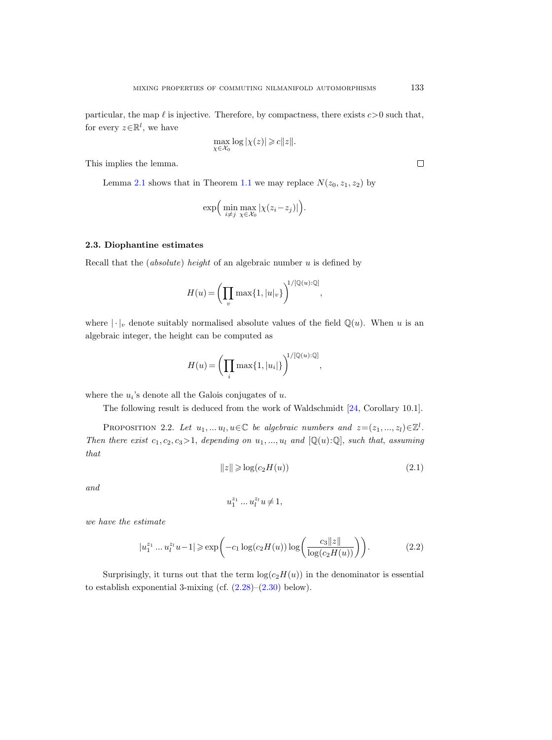particular, the map $\ell$ is injective. Therefore, by compactness, there exists $c>0$ such that, for every $z\in\mathbb{R}^l$, we have

$$\max_{\chi\in\mathcal{X}_0} \log|\chi(z)| \geqslant c\|z\|.$$

This implies the lemma. □

Lemma 2.1 shows that in Theorem 1.1 we may replace $N(z_0,z_1,z_2)$ by

$$\exp\Big(\min_{i\neq j}\max_{\chi\in\mathcal{X}_0}|\chi(z_i-z_j)|\Big).$$

### 2.3. Diophantine estimates

Recall that the (*absolute*) *height* of an algebraic number $u$ is defined by

$$H(u)=\bigg(\prod_v \max\{1,|u|_v\}\bigg)^{1/[\mathbb{Q}(u):\mathbb{Q}]},$$

where $|\cdot|_v$ denote suitably normalised absolute values of the field $\mathbb{Q}(u)$. When $u$ is an algebraic integer, the height can be computed as

$$H(u)=\bigg(\prod_i \max\{1,|u_i|\}\bigg)^{1/[\mathbb{Q}(u):\mathbb{Q}]},$$

where the $u_i$'s denote all the Galois conjugates of $u$.

The following result is deduced from the work of Waldschmidt [24, Corollary 10.1].

Proposition 2.2. *Let $u_1,\dots u_l,u\in\mathbb{C}$ be algebraic numbers and $z=(z_1,\dots,z_l)\in\mathbb{Z}^l$. Then there exist $c_1,c_2,c_3>1$, depending on $u_1,\dots,u_l$ and $[\mathbb{Q}(u):\mathbb{Q}]$, such that, assuming that*

$$\|z\|\geqslant \log(c_2H(u)) \tag{2.1}$$

*and*

$$u_1^{z_1}\dots u_l^{z_l}u\neq 1,$$

*we have the estimate*

$$|u_1^{z_1}\dots u_l^{z_l}u-1|\geqslant \exp\bigg(-c_1\log(c_2H(u))\log\bigg(\frac{c_3\|z\|}{\log(c_2H(u))}\bigg)\bigg). \tag{2.2}$$

Surprisingly, it turns out that the term $\log(c_2H(u))$ in the denominator is essential to establish exponential 3-mixing (cf. (2.28)–(2.30) below).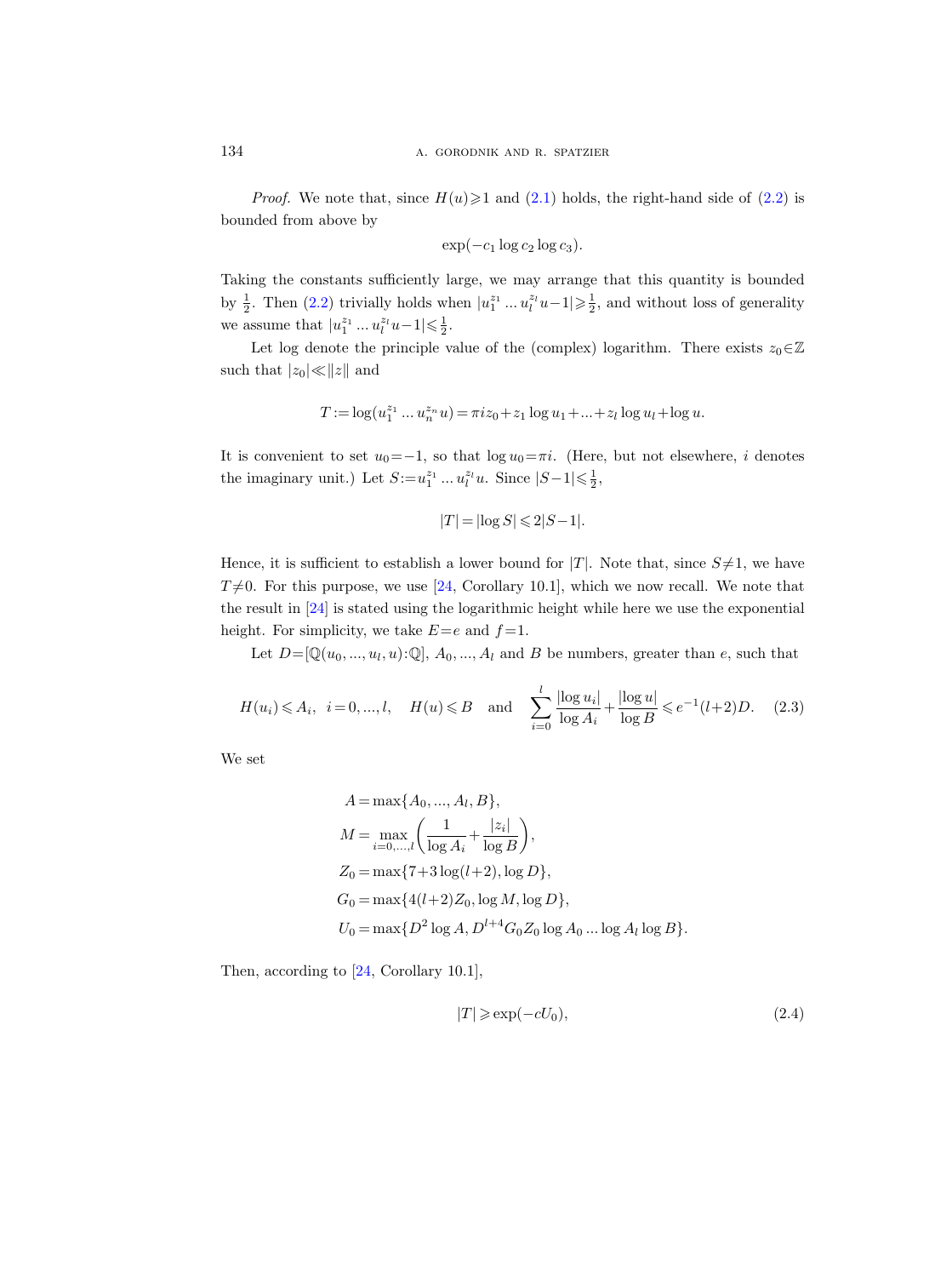*Proof.* We note that, since $H(u)\geqslant 1$ and (2.1) holds, the right-hand side of (2.2) is bounded from above by

$$\exp(-c_1 \log c_2 \log c_3).$$

Taking the constants sufficiently large, we may arrange that this quantity is bounded by $\frac{1}{2}$. Then (2.2) trivially holds when $|u_1^{z_1} \dots u_l^{z_l} u - 1| \geqslant \frac{1}{2}$, and without loss of generality we assume that $|u_1^{z_1} \dots u_l^{z_l} u - 1| \leqslant \frac{1}{2}$.

Let log denote the principle value of the (complex) logarithm. There exists $z_0 \in \mathbb{Z}$ such that $|z_0| \ll \|z\|$ and

$$T := \log(u_1^{z_1} \dots u_n^{z_n} u) = \pi i z_0 + z_1 \log u_1 + \dots + z_l \log u_l + \log u.$$

It is convenient to set $u_0 = -1$, so that $\log u_0 = \pi i$. (Here, but not elsewhere, $i$ denotes the imaginary unit.) Let $S := u_1^{z_1} \dots u_l^{z_l} u$. Since $|S-1| \leqslant \frac{1}{2}$,

$$|T| = |\log S| \leqslant 2|S-1|.$$

Hence, it is sufficient to establish a lower bound for $|T|$. Note that, since $S \neq 1$, we have $T \neq 0$. For this purpose, we use [24, Corollary 10.1], which we now recall. We note that the result in [24] is stated using the logarithmic height while here we use the exponential height. For simplicity, we take $E = e$ and $f = 1$.

Let $D = [\mathbb{Q}(u_0, \dots, u_l, u) : \mathbb{Q}]$, $A_0, \dots, A_l$ and $B$ be numbers, greater than $e$, such that

$$H(u_i) \leqslant A_i, \quad i = 0, \dots, l, \quad H(u) \leqslant B \quad \text{and} \quad \sum_{i=0}^{l} \frac{|\log u_i|}{\log A_i} + \frac{|\log u|}{\log B} \leqslant e^{-1}(l+2)D. \tag{2.3}$$

We set

$$\begin{aligned}
A &= \max\{A_0, \dots, A_l, B\}, \\
M &= \max_{i=0,\dots,l} \left( \frac{1}{\log A_i} + \frac{|z_i|}{\log B} \right), \\
Z_0 &= \max\{7 + 3\log(l+2), \log D\}, \\
G_0 &= \max\{4(l+2)Z_0, \log M, \log D\}, \\
U_0 &= \max\{D^2 \log A, D^{l+4} G_0 Z_0 \log A_0 \dots \log A_l \log B\}.
\end{aligned}$$

Then, according to [24, Corollary 10.1],

$$|T| \geqslant \exp(-cU_0), \tag{2.4}$$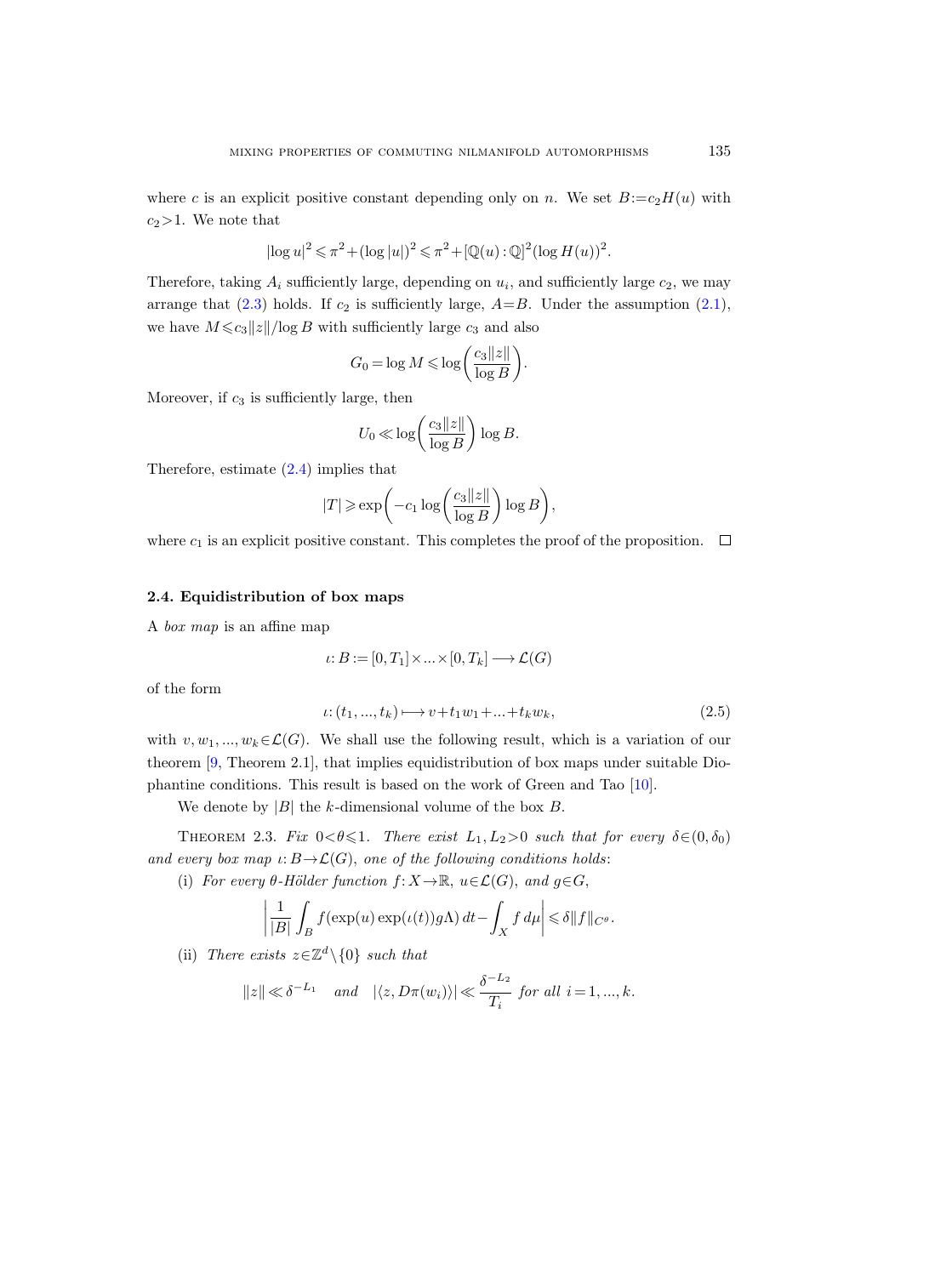where $c$ is an explicit positive constant depending only on $n$. We set $B := c_2 H(u)$ with $c_2 > 1$. We note that

$$|\log u|^2 \leqslant \pi^2 + (\log |u|)^2 \leqslant \pi^2 + [\mathbb{Q}(u):\mathbb{Q}]^2 (\log H(u))^2.$$

Therefore, taking $A_i$ sufficiently large, depending on $u_i$, and sufficiently large $c_2$, we may arrange that (2.3) holds. If $c_2$ is sufficiently large, $A = B$. Under the assumption (2.1), we have $M \leqslant c_3 \|z\| / \log B$ with sufficiently large $c_3$ and also

$$G_0 = \log M \leqslant \log\left(\frac{c_3 \|z\|}{\log B}\right).$$

Moreover, if $c_3$ is sufficiently large, then

$$U_0 \ll \log\left(\frac{c_3 \|z\|}{\log B}\right) \log B.$$

Therefore, estimate (2.4) implies that

$$|T| \geqslant \exp\left(-c_1 \log\left(\frac{c_3 \|z\|}{\log B}\right) \log B\right),$$

where $c_1$ is an explicit positive constant. This completes the proof of the proposition. $\square$

### 2.4. Equidistribution of box maps

A *box map* is an affine map

$$\iota : B := [0, T_1] \times \ldots \times [0, T_k] \longrightarrow \mathcal{L}(G)$$

of the form

$$\iota : (t_1, \ldots, t_k) \longmapsto v + t_1 w_1 + \ldots + t_k w_k, \tag{2.5}$$

with $v, w_1, \ldots, w_k \in \mathcal{L}(G)$. We shall use the following result, which is a variation of our theorem [9, Theorem 2.1], that implies equidistribution of box maps under suitable Diophantine conditions. This result is based on the work of Green and Tao [10].

We denote by $|B|$ the $k$-dimensional volume of the box $B$.

Theorem 2.3. *Fix $0 < \theta \leqslant 1$. There exist $L_1, L_2 > 0$ such that for every $\delta \in (0, \delta_0)$ and every box map $\iota : B \to \mathcal{L}(G)$, one of the following conditions holds*:

(i) *For every $\theta$-Hölder function $f : X \to \mathbb{R}$, $u \in \mathcal{L}(G)$, and $g \in G$,*

$$\left| \frac{1}{|B|} \int_B f(\exp(u) \exp(\iota(t)) g \Lambda)\, dt - \int_X f\, d\mu \right| \leqslant \delta \|f\|_{C^\theta}.$$

(ii) *There exists $z \in \mathbb{Z}^d \setminus \{0\}$ such that*

$$\|z\| \ll \delta^{-L_1} \quad \text{and} \quad |\langle z, D\pi(w_i) \rangle| \ll \frac{\delta^{-L_2}}{T_i} \text{ for all } i = 1, \ldots, k.$$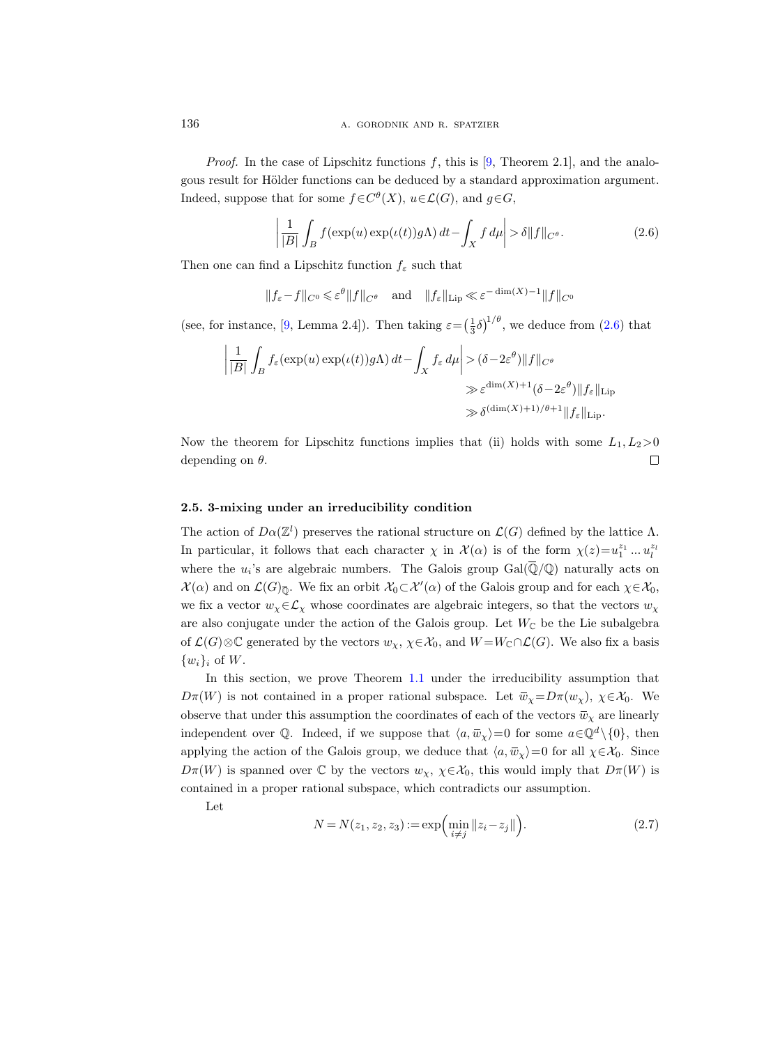*Proof.* In the case of Lipschitz functions $f$, this is [9, Theorem 2.1], and the analogous result for Hölder functions can be deduced by a standard approximation argument. Indeed, suppose that for some $f\in C^\theta(X)$, $u\in\mathcal{L}(G)$, and $g\in G$,

$$\left|\frac{1}{|B|}\int_B f(\exp(u)\exp(\iota(t))g\Lambda)\,dt-\int_X f\,d\mu\right|>\delta\|f\|_{C^\theta}. \tag{2.6}$$

Then one can find a Lipschitz function $f_\varepsilon$ such that

$$\|f_\varepsilon-f\|_{C^0}\leqslant\varepsilon^\theta\|f\|_{C^\theta}\quad\text{and}\quad\|f_\varepsilon\|_{\mathrm{Lip}}\ll\varepsilon^{-\dim(X)-1}\|f\|_{C^0}$$

(see, for instance, [9, Lemma 2.4]). Then taking $\varepsilon=\left(\frac{1}{3}\delta\right)^{1/\theta}$, we deduce from (2.6) that

$$\begin{aligned}\left|\frac{1}{|B|}\int_B f_\varepsilon(\exp(u)\exp(\iota(t))g\Lambda)\,dt-\int_X f_\varepsilon\,d\mu\right| &>(\delta-2\varepsilon^\theta)\|f\|_{C^\theta}\\ &\gg\varepsilon^{\dim(X)+1}(\delta-2\varepsilon^\theta)\|f_\varepsilon\|_{\mathrm{Lip}}\\ &\gg\delta^{(\dim(X)+1)/\theta+1}\|f_\varepsilon\|_{\mathrm{Lip}}.\end{aligned}$$

Now the theorem for Lipschitz functions implies that (ii) holds with some $L_1,L_2>0$ depending on $\theta$. ∎

### 2.5. 3-mixing under an irreducibility condition

The action of $D\alpha(\mathbb{Z}^l)$ preserves the rational structure on $\mathcal{L}(G)$ defined by the lattice $\Lambda$. In particular, it follows that each character $\chi$ in $\mathcal{X}(\alpha)$ is of the form $\chi(z)=u_1^{z_1}\dots u_l^{z_l}$ where the $u_i$'s are algebraic numbers. The Galois group $\mathrm{Gal}(\overline{\mathbb{Q}}/\mathbb{Q})$ naturally acts on $\mathcal{X}(\alpha)$ and on $\mathcal{L}(G)_{\overline{\mathbb{Q}}}$. We fix an orbit $\mathcal{X}_0\subset\mathcal{X}'(\alpha)$ of the Galois group and for each $\chi\in\mathcal{X}_0$, we fix a vector $w_\chi\in\mathcal{L}_\chi$ whose coordinates are algebraic integers, so that the vectors $w_\chi$ are also conjugate under the action of the Galois group. Let $W_{\mathbb{C}}$ be the Lie subalgebra of $\mathcal{L}(G)\otimes\mathbb{C}$ generated by the vectors $w_\chi$, $\chi\in\mathcal{X}_0$, and $W=W_{\mathbb{C}}\cap\mathcal{L}(G)$. We also fix a basis $\{w_i\}_i$ of $W$.

In this section, we prove Theorem 1.1 under the irreducibility assumption that $D\pi(W)$ is not contained in a proper rational subspace. Let $\overline{w}_\chi=D\pi(w_\chi)$, $\chi\in\mathcal{X}_0$. We observe that under this assumption the coordinates of each of the vectors $\overline{w}_\chi$ are linearly independent over $\mathbb{Q}$. Indeed, if we suppose that $\langle a,\overline{w}_\chi\rangle=0$ for some $a\in\mathbb{Q}^d\setminus\{0\}$, then applying the action of the Galois group, we deduce that $\langle a,\overline{w}_\chi\rangle=0$ for all $\chi\in\mathcal{X}_0$. Since $D\pi(W)$ is spanned over $\mathbb{C}$ by the vectors $w_\chi$, $\chi\in\mathcal{X}_0$, this would imply that $D\pi(W)$ is contained in a proper rational subspace, which contradicts our assumption.

Let

$$N=N(z_1,z_2,z_3):=\exp\Bigl(\min_{i\neq j}\|z_i-z_j\|\Bigr). \tag{2.7}$$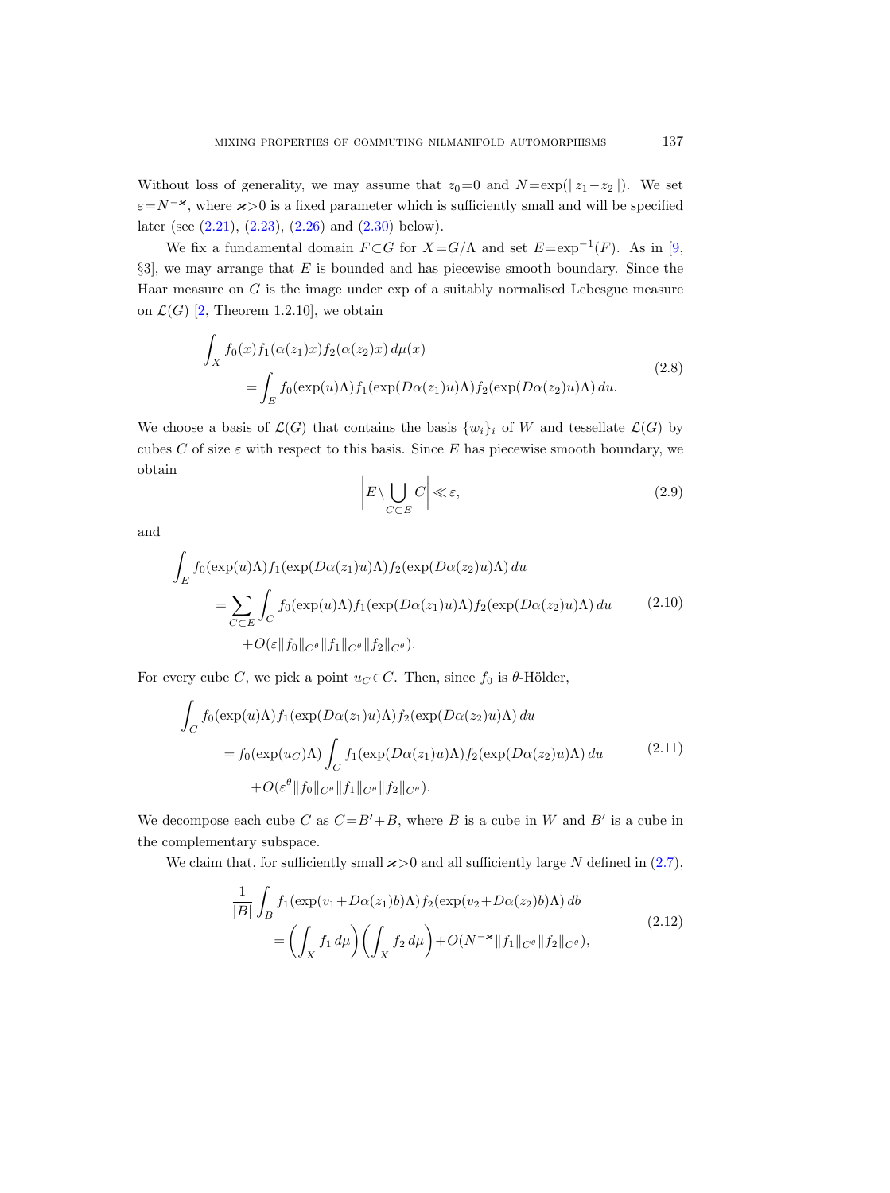Without loss of generality, we may assume that $z_0=0$ and $N=\exp(\|z_1-z_2\|)$. We set $\varepsilon=N^{-\varkappa}$, where $\varkappa>0$ is a fixed parameter which is sufficiently small and will be specified later (see (2.21), (2.23), (2.26) and (2.30) below).

We fix a fundamental domain $F\subset G$ for $X=G/\Lambda$ and set $E=\exp^{-1}(F)$. As in [9, §3], we may arrange that $E$ is bounded and has piecewise smooth boundary. Since the Haar measure on $G$ is the image under exp of a suitably normalised Lebesgue measure on $\mathcal{L}(G)$ [2, Theorem 1.2.10], we obtain

$$
\begin{aligned}
\int_X f_0(x)f_1(\alpha(z_1)x)f_2(\alpha(z_2)x)\,d\mu(x)& \\
=\int_E f_0(\exp(u)\Lambda)f_1(\exp(&D\alpha(z_1)u)\Lambda)f_2(\exp(D\alpha(z_2)u)\Lambda)\,du.
\end{aligned}
\tag{2.8}
$$

We choose a basis of $\mathcal{L}(G)$ that contains the basis $\{w_i\}_i$ of $W$ and tessellate $\mathcal{L}(G)$ by cubes $C$ of size $\varepsilon$ with respect to this basis. Since $E$ has piecewise smooth boundary, we obtain

$$
\left|E\setminus\bigcup_{C\subset E}C\right|\ll\varepsilon,
\tag{2.9}
$$

and

$$
\begin{aligned}
\int_E & f_0(\exp(u)\Lambda)f_1(\exp(D\alpha(z_1)u)\Lambda)f_2(\exp(D\alpha(z_2)u)\Lambda)\,du \\
&=\sum_{C\subset E}\int_C f_0(\exp(u)\Lambda)f_1(\exp(D\alpha(z_1)u)\Lambda)f_2(\exp(D\alpha(z_2)u)\Lambda)\,du \\
&\quad+O(\varepsilon\|f_0\|_{C^\theta}\|f_1\|_{C^\theta}\|f_2\|_{C^\theta}).
\end{aligned}
\tag{2.10}
$$

For every cube $C$, we pick a point $u_C\in C$. Then, since $f_0$ is $\theta$-Hölder,

$$
\begin{aligned}
\int_C & f_0(\exp(u)\Lambda)f_1(\exp(D\alpha(z_1)u)\Lambda)f_2(\exp(D\alpha(z_2)u)\Lambda)\,du \\
&=f_0(\exp(u_C)\Lambda)\int_C f_1(\exp(D\alpha(z_1)u)\Lambda)f_2(\exp(D\alpha(z_2)u)\Lambda)\,du \\
&\quad+O(\varepsilon^\theta\|f_0\|_{C^\theta}\|f_1\|_{C^\theta}\|f_2\|_{C^\theta}).
\end{aligned}
\tag{2.11}
$$

We decompose each cube $C$ as $C=B'+B$, where $B$ is a cube in $W$ and $B'$ is a cube in the complementary subspace.

We claim that, for sufficiently small $\varkappa>0$ and all sufficiently large $N$ defined in (2.7),

$$
\begin{aligned}
\frac{1}{|B|}\int_B & f_1(\exp(v_1+D\alpha(z_1)b)\Lambda)f_2(\exp(v_2+D\alpha(z_2)b)\Lambda)\,db \\
&=\left(\int_X f_1\,d\mu\right)\left(\int_X f_2\,d\mu\right)+O(N^{-\varkappa}\|f_1\|_{C^\theta}\|f_2\|_{C^\theta}),
\end{aligned}
\tag{2.12}
$$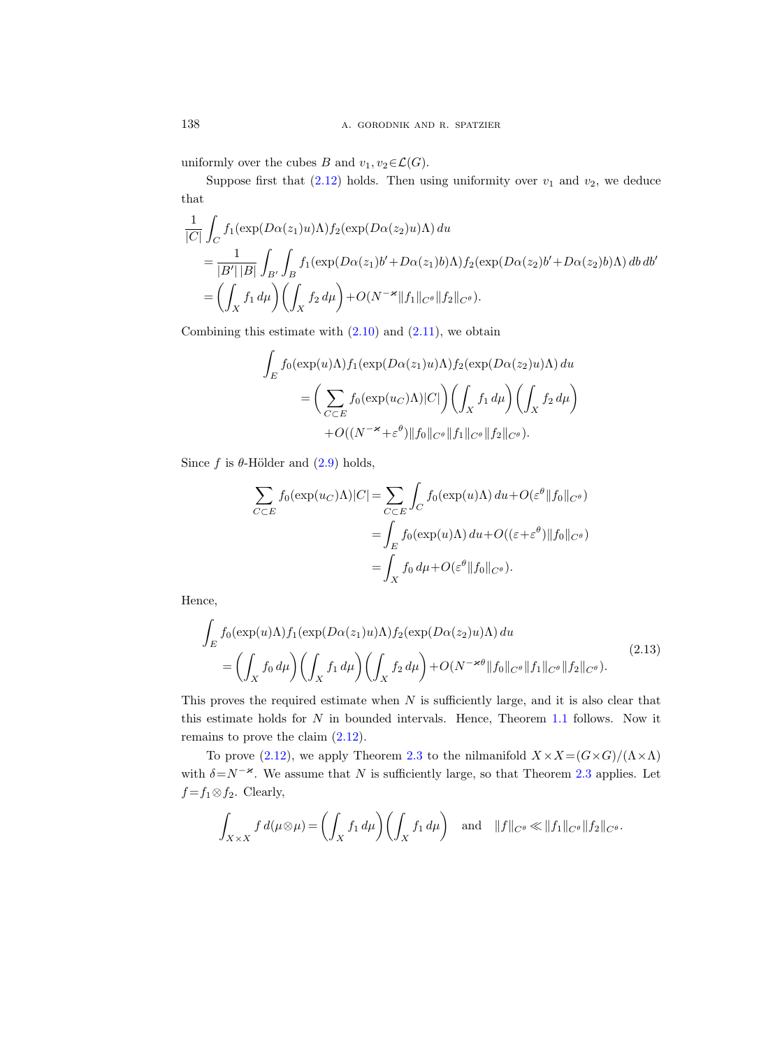uniformly over the cubes $B$ and $v_1, v_2 \in \mathcal{L}(G)$.

Suppose first that (2.12) holds. Then using uniformity over $v_1$ and $v_2$, we deduce that

$$
\begin{aligned}
\frac{1}{|C|} \int_C & f_1(\exp(D\alpha(z_1)u)\Lambda) f_2(\exp(D\alpha(z_2)u)\Lambda)\, du \\
&= \frac{1}{|B'|\,|B|} \int_{B'} \int_B f_1(\exp(D\alpha(z_1)b' + D\alpha(z_1)b)\Lambda) f_2(\exp(D\alpha(z_2)b' + D\alpha(z_2)b)\Lambda)\, db\, db' \\
&= \left( \int_X f_1\, d\mu \right) \left( \int_X f_2\, d\mu \right) + O(N^{-\varkappa} \|f_1\|_{C^\theta} \|f_2\|_{C^\theta}).
\end{aligned}
$$

Combining this estimate with (2.10) and (2.11), we obtain

$$
\begin{aligned}
\int_E f_0(\exp(u)\Lambda) & f_1(\exp(D\alpha(z_1)u)\Lambda) f_2(\exp(D\alpha(z_2)u)\Lambda)\, du \\
&= \left( \sum_{C \subset E} f_0(\exp(u_C)\Lambda)|C| \right) \left( \int_X f_1\, d\mu \right) \left( \int_X f_2\, d\mu \right) \\
&\quad + O((N^{-\varkappa} + \varepsilon^\theta) \|f_0\|_{C^\theta} \|f_1\|_{C^\theta} \|f_2\|_{C^\theta}).
\end{aligned}
$$

Since $f$ is $\theta$-Hölder and (2.9) holds,

$$
\begin{aligned}
\sum_{C \subset E} f_0(\exp(u_C)\Lambda)|C| &= \sum_{C \subset E} \int_C f_0(\exp(u)\Lambda)\, du + O(\varepsilon^\theta \|f_0\|_{C^\theta}) \\
&= \int_E f_0(\exp(u)\Lambda)\, du + O((\varepsilon + \varepsilon^\theta) \|f_0\|_{C^\theta}) \\
&= \int_X f_0\, d\mu + O(\varepsilon^\theta \|f_0\|_{C^\theta}).
\end{aligned}
$$

Hence,

$$
\begin{aligned}
\int_E & f_0(\exp(u)\Lambda) f_1(\exp(D\alpha(z_1)u)\Lambda) f_2(\exp(D\alpha(z_2)u)\Lambda)\, du \\
&= \left( \int_X f_0\, d\mu \right) \left( \int_X f_1\, d\mu \right) \left( \int_X f_2\, d\mu \right) + O(N^{-\varkappa\theta} \|f_0\|_{C^\theta} \|f_1\|_{C^\theta} \|f_2\|_{C^\theta}).
\end{aligned} \tag{2.13}
$$

This proves the required estimate when $N$ is sufficiently large, and it is also clear that this estimate holds for $N$ in bounded intervals. Hence, Theorem 1.1 follows. Now it remains to prove the claim (2.12).

To prove (2.12), we apply Theorem 2.3 to the nilmanifold $X \times X = (G \times G)/(\Lambda \times \Lambda)$ with $\delta = N^{-\varkappa}$. We assume that $N$ is sufficiently large, so that Theorem 2.3 applies. Let $f = f_1 \otimes f_2$. Clearly,

$$
\int_{X \times X} f\, d(\mu \otimes \mu) = \left( \int_X f_1\, d\mu \right) \left( \int_X f_1\, d\mu \right) \quad \text{and} \quad \|f\|_{C^\theta} \ll \|f_1\|_{C^\theta} \|f_2\|_{C^\theta}.
$$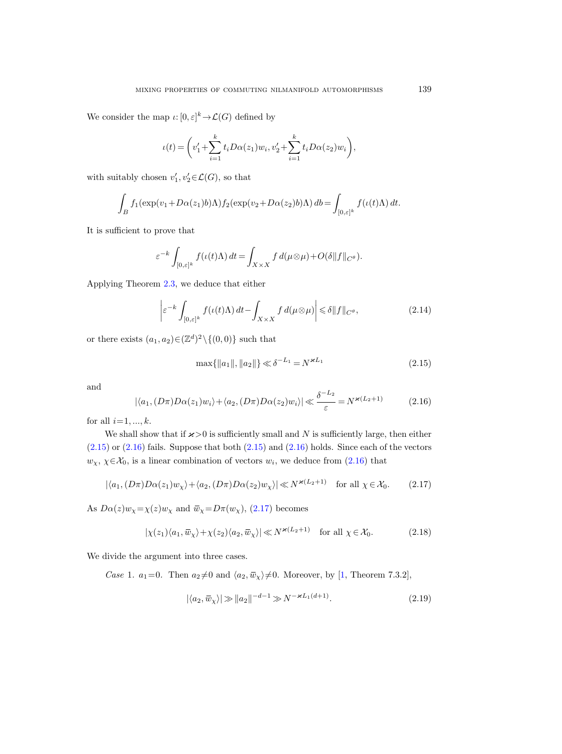We consider the map $\iota: [0,\varepsilon]^k \to \mathcal{L}(G)$ defined by

$$\iota(t) = \left( v_1' + \sum_{i=1}^k t_i D\alpha(z_1) w_i, v_2' + \sum_{i=1}^k t_i D\alpha(z_2) w_i \right),$$

with suitably chosen $v_1', v_2' \in \mathcal{L}(G)$, so that

$$\int_B f_1(\exp(v_1 + D\alpha(z_1)b)\Lambda) f_2(\exp(v_2 + D\alpha(z_2)b)\Lambda)\, db = \int_{[0,\varepsilon]^k} f(\iota(t)\Lambda)\, dt.$$

It is sufficient to prove that

$$\varepsilon^{-k} \int_{[0,\varepsilon]^k} f(\iota(t)\Lambda)\, dt = \int_{X\times X} f\, d(\mu\otimes\mu) + O(\delta \|f\|_{C^\theta}).$$

Applying Theorem 2.3, we deduce that either

$$\left| \varepsilon^{-k} \int_{[0,\varepsilon]^k} f(\iota(t)\Lambda)\, dt - \int_{X\times X} f\, d(\mu\otimes\mu) \right| \leqslant \delta \|f\|_{C^\theta}, \tag{2.14}$$

or there exists $(a_1, a_2) \in (\mathbb{Z}^d)^2 \setminus \{(0,0)\}$ such that

$$\max\{\|a_1\|, \|a_2\|\} \ll \delta^{-L_1} = N^{\varkappa L_1} \tag{2.15}$$

and

$$|\langle a_1, (D\pi) D\alpha(z_1) w_i \rangle + \langle a_2, (D\pi) D\alpha(z_2) w_i \rangle| \ll \frac{\delta^{-L_2}}{\varepsilon} = N^{\varkappa(L_2+1)} \tag{2.16}$$

for all $i=1, ..., k$.

We shall show that if $\varkappa > 0$ is sufficiently small and $N$ is sufficiently large, then either (2.15) or (2.16) fails. Suppose that both (2.15) and (2.16) holds. Since each of the vectors $w_\chi$, $\chi \in \mathcal{X}_0$, is a linear combination of vectors $w_i$, we deduce from (2.16) that

$$|\langle a_1, (D\pi) D\alpha(z_1) w_\chi \rangle + \langle a_2, (D\pi) D\alpha(z_2) w_\chi \rangle| \ll N^{\varkappa(L_2+1)} \quad \text{for all } \chi \in \mathcal{X}_0. \tag{2.17}$$

As $D\alpha(z) w_\chi = \chi(z) w_\chi$ and $\overline{w}_\chi = D\pi(w_\chi)$, (2.17) becomes

$$|\chi(z_1) \langle a_1, \overline{w}_\chi \rangle + \chi(z_2) \langle a_2, \overline{w}_\chi \rangle| \ll N^{\varkappa(L_2+1)} \quad \text{for all } \chi \in \mathcal{X}_0. \tag{2.18}$$

We divide the argument into three cases.

*Case* 1. $a_1 = 0$. Then $a_2 \neq 0$ and $\langle a_2, \overline{w}_\chi \rangle \neq 0$. Moreover, by [1, Theorem 7.3.2],

$$|\langle a_2, \overline{w}_\chi \rangle| \gg \|a_2\|^{-d-1} \gg N^{-\varkappa L_1(d+1)}. \tag{2.19}$$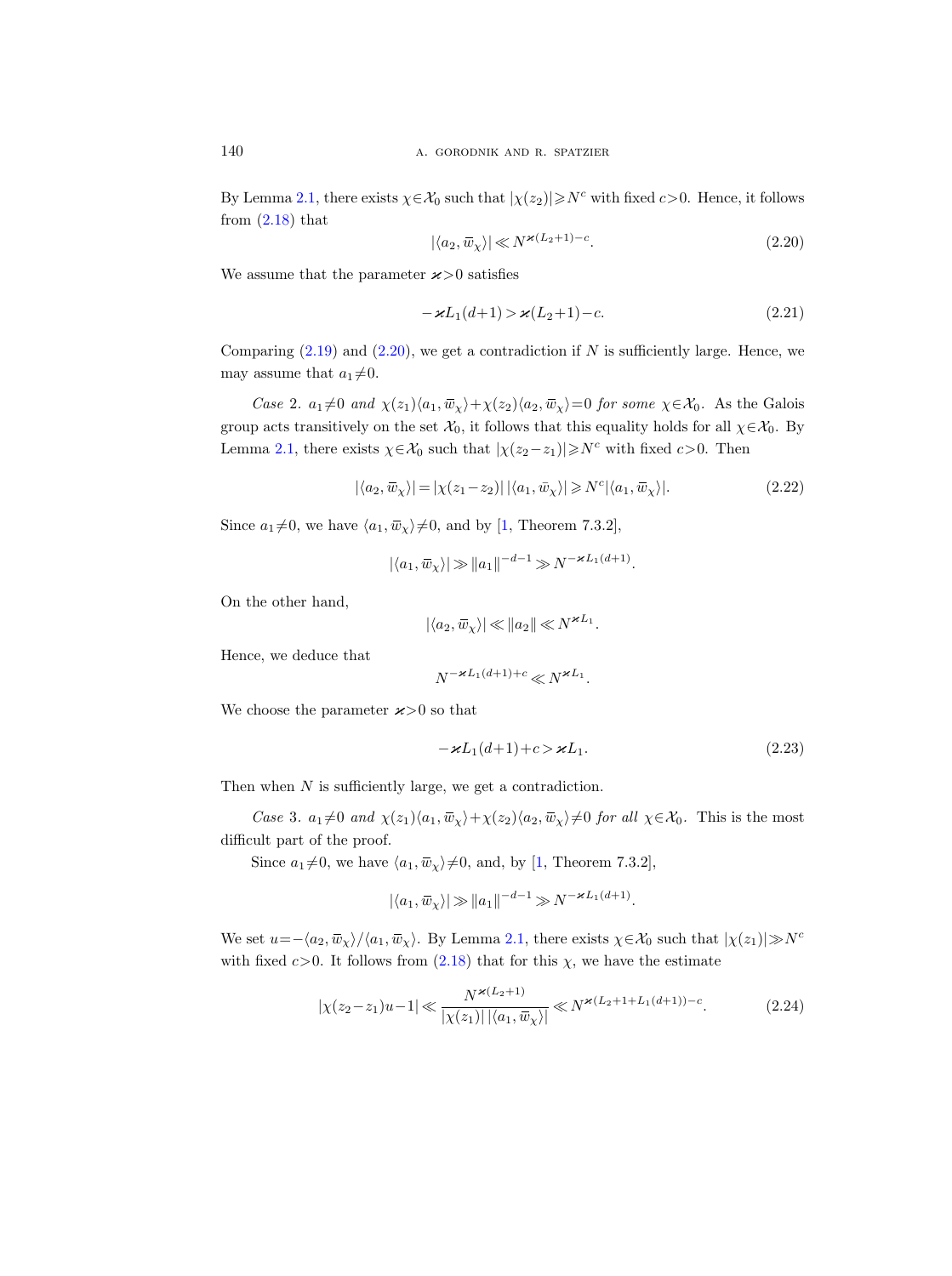By Lemma 2.1, there exists $\chi\in\mathcal{X}_0$ such that $|\chi(z_2)|\geqslant N^c$ with fixed $c>0$. Hence, it follows from (2.18) that

$$|\langle a_2, \overline{w}_\chi\rangle| \ll N^{\varkappa(L_2+1)-c}. \tag{2.20}$$

We assume that the parameter $\varkappa>0$ satisfies

$$-\varkappa L_1(d+1) > \varkappa(L_2+1)-c. \tag{2.21}$$

Comparing (2.19) and (2.20), we get a contradiction if $N$ is sufficiently large. Hence, we may assume that $a_1\neq 0$.

*Case* 2. $a_1\neq 0$ *and* $\chi(z_1)\langle a_1, \overline{w}_\chi\rangle+\chi(z_2)\langle a_2, \overline{w}_\chi\rangle=0$ *for some* $\chi\in\mathcal{X}_0$. As the Galois group acts transitively on the set $\mathcal{X}_0$, it follows that this equality holds for all $\chi\in\mathcal{X}_0$. By Lemma 2.1, there exists $\chi\in\mathcal{X}_0$ such that $|\chi(z_2-z_1)|\geqslant N^c$ with fixed $c>0$. Then

$$|\langle a_2, \overline{w}_\chi\rangle| = |\chi(z_1-z_2)|\,|\langle a_1, \overline{w}_\chi\rangle| \geqslant N^c|\langle a_1, \overline{w}_\chi\rangle|. \tag{2.22}$$

Since $a_1\neq 0$, we have $\langle a_1, \overline{w}_\chi\rangle\neq 0$, and by [1, Theorem 7.3.2],

$$|\langle a_1, \overline{w}_\chi\rangle| \gg \|a_1\|^{-d-1} \gg N^{-\varkappa L_1(d+1)}.$$

On the other hand,

$$|\langle a_2, \overline{w}_\chi\rangle| \ll \|a_2\| \ll N^{\varkappa L_1}.$$

Hence, we deduce that

$$N^{-\varkappa L_1(d+1)+c} \ll N^{\varkappa L_1}.$$

We choose the parameter $\varkappa>0$ so that

$$-\varkappa L_1(d+1)+c > \varkappa L_1. \tag{2.23}$$

Then when $N$ is sufficiently large, we get a contradiction.

*Case* 3. $a_1\neq 0$ *and* $\chi(z_1)\langle a_1, \overline{w}_\chi\rangle+\chi(z_2)\langle a_2, \overline{w}_\chi\rangle\neq 0$ *for all* $\chi\in\mathcal{X}_0$. This is the most difficult part of the proof.

Since $a_1\neq 0$, we have $\langle a_1, \overline{w}_\chi\rangle\neq 0$, and, by [1, Theorem 7.3.2],

$$|\langle a_1, \overline{w}_\chi\rangle| \gg \|a_1\|^{-d-1} \gg N^{-\varkappa L_1(d+1)}.$$

We set $u=-\langle a_2, \overline{w}_\chi\rangle/\langle a_1, \overline{w}_\chi\rangle$. By Lemma 2.1, there exists $\chi\in\mathcal{X}_0$ such that $|\chi(z_1)|\gg N^c$ with fixed $c>0$. It follows from (2.18) that for this $\chi$, we have the estimate

$$|\chi(z_2-z_1)u-1| \ll \frac{N^{\varkappa(L_2+1)}}{|\chi(z_1)|\,|\langle a_1, \overline{w}_\chi\rangle|} \ll N^{\varkappa(L_2+1+L_1(d+1))-c}. \tag{2.24}$$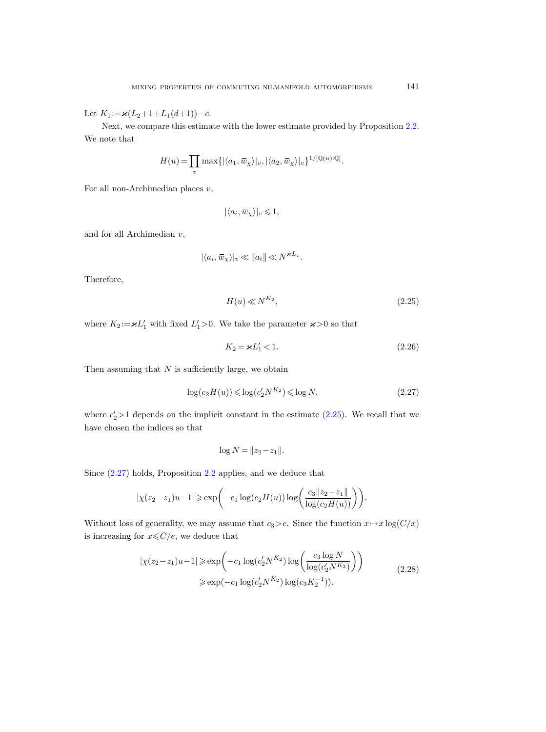Let $K_1 := \varkappa(L_2+1+L_1(d+1))-c$.

Next, we compare this estimate with the lower estimate provided by Proposition 2.2. We note that

$$H(u) = \prod_v \max\{|\langle a_1, \overline{w}_\chi\rangle|_v, |\langle a_2, \overline{w}_\chi\rangle|_v\}^{1/[\mathbb{Q}(u):\mathbb{Q}]}.$$

For all non-Archimedian places $v$,

$$|\langle a_i, \overline{w}_\chi\rangle|_v \leqslant 1,$$

and for all Archimedian $v$,

$$|\langle a_i, \overline{w}_\chi\rangle|_v \ll \|a_i\| \ll N^{\varkappa L_1}.$$

Therefore,

$$H(u) \ll N^{K_2}, \tag{2.25}$$

where $K_2 := \varkappa L_1'$ with fixed $L_1' > 0$. We take the parameter $\varkappa > 0$ so that

$$K_2 = \varkappa L_1' < 1. \tag{2.26}$$

Then assuming that $N$ is sufficiently large, we obtain

$$\log(c_2 H(u)) \leqslant \log(c_2' N^{K_2}) \leqslant \log N, \tag{2.27}$$

where $c_2' > 1$ depends on the implicit constant in the estimate (2.25). We recall that we have chosen the indices so that

$$\log N = \|z_2 - z_1\|.$$

Since (2.27) holds, Proposition 2.2 applies, and we deduce that

$$|\chi(z_2-z_1)u-1| \geqslant \exp\left(-c_1 \log(c_2 H(u)) \log\left(\frac{c_3\|z_2-z_1\|}{\log(c_2 H(u))}\right)\right).$$

Without loss of generality, we may assume that $c_3 > e$. Since the function $x \mapsto x\log(C/x)$ is increasing for $x \leqslant C/e$, we deduce that

$$\begin{aligned} |\chi(z_2-z_1)u-1| &\geqslant \exp\left(-c_1 \log(c_2' N^{K_2}) \log\left(\frac{c_3 \log N}{\log(c_2' N^{K_2})}\right)\right) \\ &\geqslant \exp(-c_1 \log(c_2' N^{K_2}) \log(c_3 K_2^{-1})). \end{aligned} \tag{2.28}$$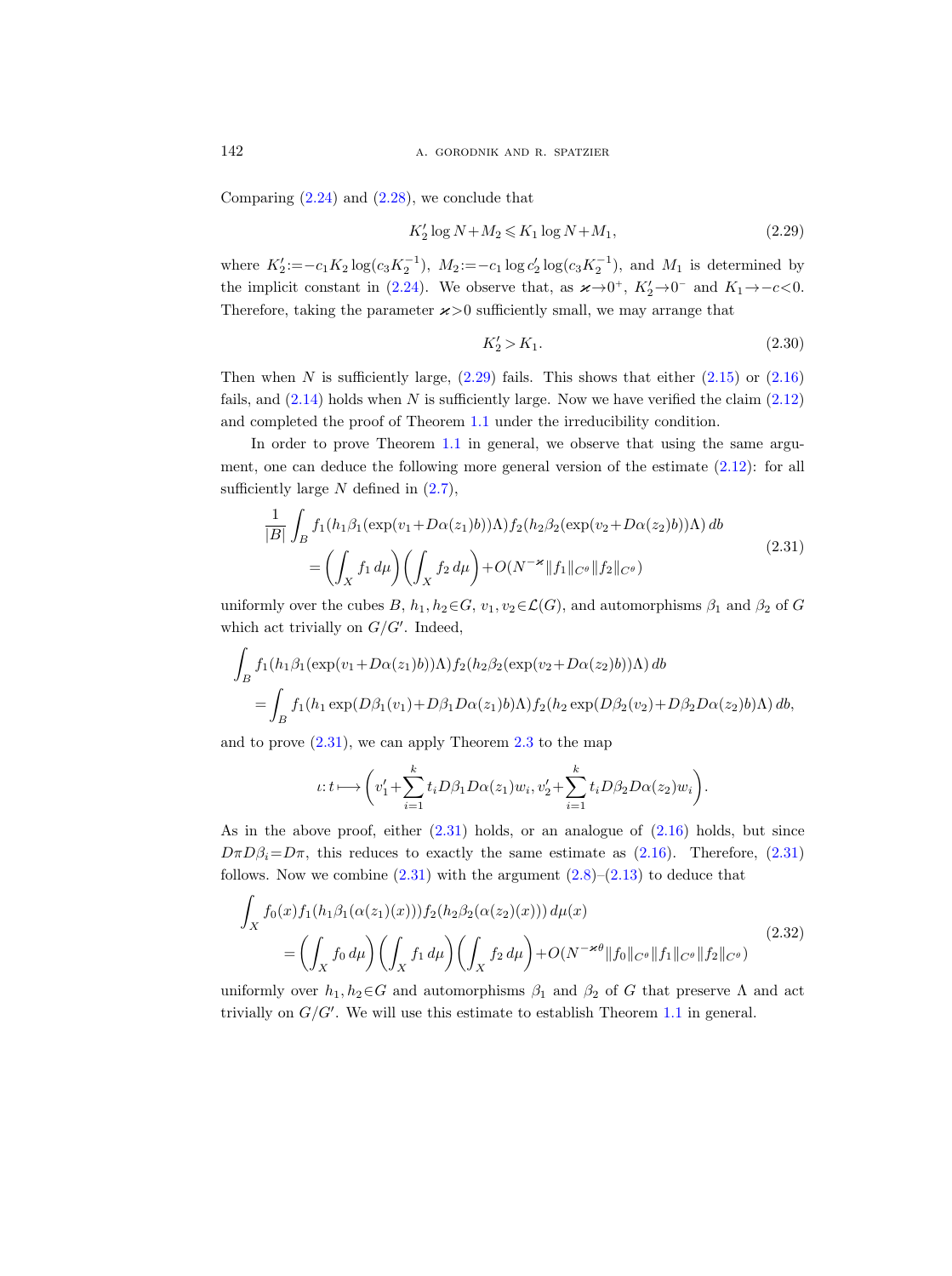Comparing (2.24) and (2.28), we conclude that

$$K_2' \log N + M_2 \leqslant K_1 \log N + M_1, \tag{2.29}$$

where $K_2' := -c_1 K_2 \log(c_3 K_2^{-1})$, $M_2 := -c_1 \log c_2' \log(c_3 K_2^{-1})$, and $M_1$ is determined by the implicit constant in (2.24). We observe that, as $\varkappa \to 0^+$, $K_2' \to 0^-$ and $K_1 \to -c < 0$. Therefore, taking the parameter $\varkappa > 0$ sufficiently small, we may arrange that

$$K_2' > K_1. \tag{2.30}$$

Then when $N$ is sufficiently large, (2.29) fails. This shows that either (2.15) or (2.16) fails, and (2.14) holds when $N$ is sufficiently large. Now we have verified the claim (2.12) and completed the proof of Theorem 1.1 under the irreducibility condition.

In order to prove Theorem 1.1 in general, we observe that using the same argument, one can deduce the following more general version of the estimate (2.12): for all sufficiently large $N$ defined in (2.7),

$$\begin{aligned} \frac{1}{|B|} \int_B f_1(h_1 \beta_1(\exp(v_1 + D\alpha(z_1)b))\Lambda) f_2(h_2 \beta_2(\exp(v_2 + D\alpha(z_2)b))\Lambda)\, db \\ = \left( \int_X f_1\, d\mu \right) \left( \int_X f_2\, d\mu \right) + O(N^{-\varkappa} \|f_1\|_{C^\theta} \|f_2\|_{C^\theta}) \end{aligned} \tag{2.31}$$

uniformly over the cubes $B$, $h_1, h_2 \in G$, $v_1, v_2 \in \mathcal{L}(G)$, and automorphisms $\beta_1$ and $\beta_2$ of $G$ which act trivially on $G/G'$. Indeed,

$$\begin{aligned} &\int_B f_1(h_1 \beta_1(\exp(v_1 + D\alpha(z_1)b))\Lambda) f_2(h_2 \beta_2(\exp(v_2 + D\alpha(z_2)b))\Lambda)\, db \\ &\quad = \int_B f_1(h_1 \exp(D\beta_1(v_1) + D\beta_1 D\alpha(z_1)b)\Lambda) f_2(h_2 \exp(D\beta_2(v_2) + D\beta_2 D\alpha(z_2)b)\Lambda)\, db, \end{aligned}$$

and to prove (2.31), we can apply Theorem 2.3 to the map

$$\iota: t \longmapsto \left( v_1' + \sum_{i=1}^k t_i D\beta_1 D\alpha(z_1) w_i, v_2' + \sum_{i=1}^k t_i D\beta_2 D\alpha(z_2) w_i \right).$$

As in the above proof, either (2.31) holds, or an analogue of (2.16) holds, but since $D\pi D\beta_i = D\pi$, this reduces to exactly the same estimate as (2.16). Therefore, (2.31) follows. Now we combine (2.31) with the argument (2.8)–(2.13) to deduce that

$$\begin{aligned} \int_X f_0(x) f_1(h_1 \beta_1(\alpha(z_1)(x))) f_2(h_2 \beta_2(\alpha(z_2)(x)))\, d\mu(x) \\ = \left( \int_X f_0\, d\mu \right) \left( \int_X f_1\, d\mu \right) \left( \int_X f_2\, d\mu \right) + O(N^{-\varkappa\theta} \|f_0\|_{C^\theta} \|f_1\|_{C^\theta} \|f_2\|_{C^\theta}) \end{aligned} \tag{2.32}$$

uniformly over $h_1, h_2 \in G$ and automorphisms $\beta_1$ and $\beta_2$ of $G$ that preserve $\Lambda$ and act trivially on $G/G'$. We will use this estimate to establish Theorem 1.1 in general.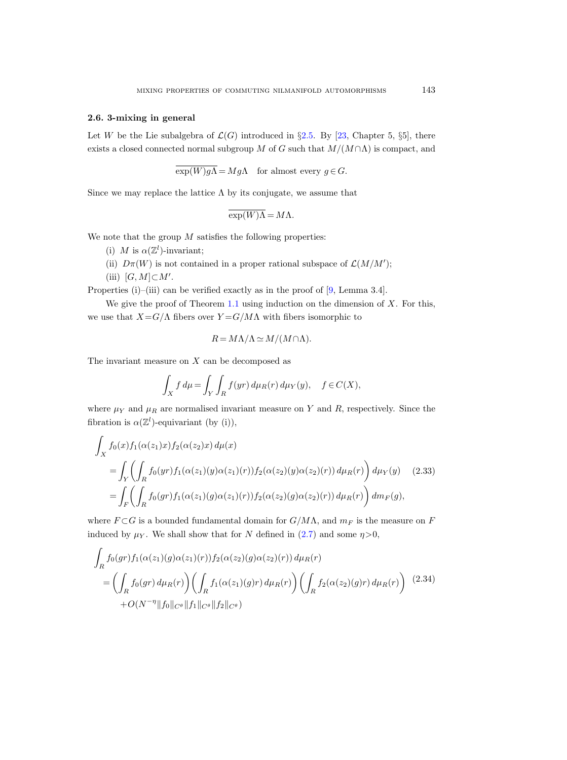### 2.6. 3-mixing in general

Let $W$ be the Lie subalgebra of $\mathcal{L}(G)$ introduced in §2.5. By [23, Chapter 5, §5], there exists a closed connected normal subgroup $M$ of $G$ such that $M/(M\cap\Lambda)$ is compact, and

$$\overline{\exp(W)g\Lambda} = Mg\Lambda \quad \text{for almost every } g\in G.$$

Since we may replace the lattice $\Lambda$ by its conjugate, we assume that

$$\overline{\exp(W)\Lambda} = M\Lambda.$$

We note that the group $M$ satisfies the following properties:

(i) $M$ is $\alpha(\mathbb{Z}^l)$-invariant;

(ii) $D\pi(W)$ is not contained in a proper rational subspace of $\mathcal{L}(M/M')$;

(iii) $[G,M]\subset M'$.

Properties (i)–(iii) can be verified exactly as in the proof of [9, Lemma 3.4].

We give the proof of Theorem 1.1 using induction on the dimension of $X$. For this, we use that $X=G/\Lambda$ fibers over $Y=G/M\Lambda$ with fibers isomorphic to

$$R = M\Lambda/\Lambda \simeq M/(M\cap\Lambda).$$

The invariant measure on $X$ can be decomposed as

$$\int_X f\,d\mu = \int_Y \int_R f(yr)\,d\mu_R(r)\,d\mu_Y(y), \quad f\in C(X),$$

where $\mu_Y$ and $\mu_R$ are normalised invariant measure on $Y$ and $R$, respectively. Since the fibration is $\alpha(\mathbb{Z}^l)$-equivariant (by (i)),

$$\begin{aligned}
&\int_X f_0(x)f_1(\alpha(z_1)x)f_2(\alpha(z_2)x)\,d\mu(x)\\
&\quad= \int_Y \left(\int_R f_0(yr)f_1(\alpha(z_1)(y)\alpha(z_1)(r))f_2(\alpha(z_2)(y)\alpha(z_2)(r))\,d\mu_R(r)\right)d\mu_Y(y) \qquad (2.33)\\
&\quad= \int_F \left(\int_R f_0(gr)f_1(\alpha(z_1)(g)\alpha(z_1)(r))f_2(\alpha(z_2)(g)\alpha(z_2)(r))\,d\mu_R(r)\right)dm_F(g),
\end{aligned}$$

where $F\subset G$ is a bounded fundamental domain for $G/M\Lambda$, and $m_F$ is the measure on $F$ induced by $\mu_Y$. We shall show that for $N$ defined in (2.7) and some $\eta>0$,

$$\begin{aligned}
&\int_R f_0(gr)f_1(\alpha(z_1)(g)\alpha(z_1)(r))f_2(\alpha(z_2)(g)\alpha(z_2)(r))\,d\mu_R(r)\\
&\quad= \left(\int_R f_0(gr)\,d\mu_R(r)\right)\left(\int_R f_1(\alpha(z_1)(g)r)\,d\mu_R(r)\right)\left(\int_R f_2(\alpha(z_2)(g)r)\,d\mu_R(r)\right) \qquad (2.34)\\
&\qquad+O(N^{-\eta}\|f_0\|_{C^\theta}\|f_1\|_{C^\theta}\|f_2\|_{C^\theta})
\end{aligned}$$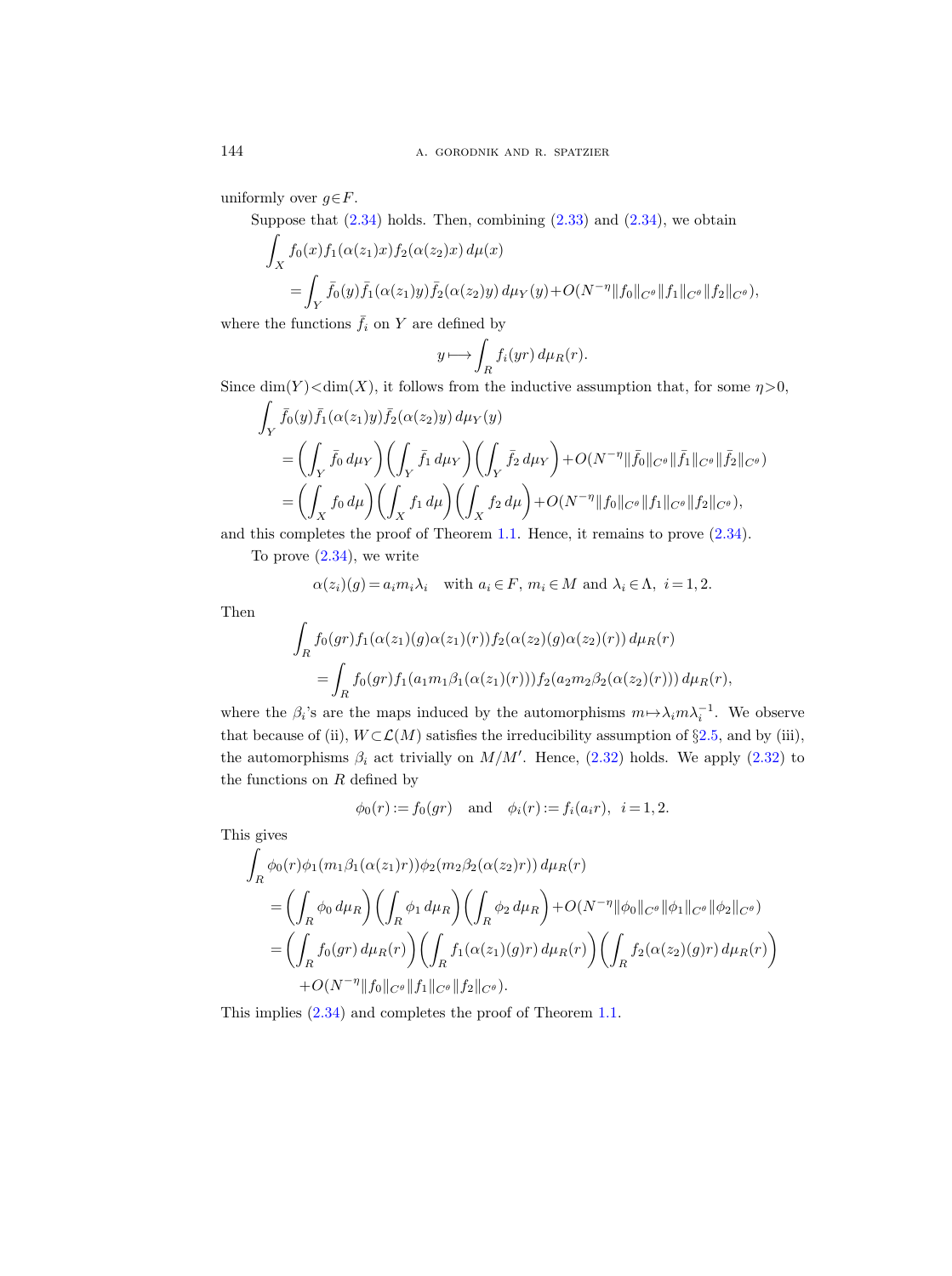uniformly over $g\in F$.

Suppose that (2.34) holds. Then, combining (2.33) and (2.34), we obtain

$$\int_X f_0(x)f_1(\alpha(z_1)x)f_2(\alpha(z_2)x)\,d\mu(x)$$
$$=\int_Y \bar f_0(y)\bar f_1(\alpha(z_1)y)\bar f_2(\alpha(z_2)y)\,d\mu_Y(y)+O(N^{-\eta}\|f_0\|_{C^\theta}\|f_1\|_{C^\theta}\|f_2\|_{C^\theta}),$$

where the functions $\bar f_i$ on $Y$ are defined by

$$y\longmapsto \int_R f_i(yr)\,d\mu_R(r).$$

Since $\dim(Y)<\dim(X)$, it follows from the inductive assumption that, for some $\eta>0$,

$$\int_Y \bar f_0(y)\bar f_1(\alpha(z_1)y)\bar f_2(\alpha(z_2)y)\,d\mu_Y(y)$$
$$=\left(\int_Y \bar f_0\,d\mu_Y\right)\left(\int_Y \bar f_1\,d\mu_Y\right)\left(\int_Y \bar f_2\,d\mu_Y\right)+O(N^{-\eta}\|\bar f_0\|_{C^\theta}\|\bar f_1\|_{C^\theta}\|\bar f_2\|_{C^\theta})$$
$$=\left(\int_X f_0\,d\mu\right)\left(\int_X f_1\,d\mu\right)\left(\int_X f_2\,d\mu\right)+O(N^{-\eta}\|f_0\|_{C^\theta}\|f_1\|_{C^\theta}\|f_2\|_{C^\theta}),$$

and this completes the proof of Theorem 1.1. Hence, it remains to prove (2.34).

To prove (2.34), we write

$$\alpha(z_i)(g)=a_im_i\lambda_i\quad\text{with } a_i\in F,\ m_i\in M \text{ and } \lambda_i\in\Lambda,\ i=1,2.$$

Then

$$\int_R f_0(gr)f_1(\alpha(z_1)(g)\alpha(z_1)(r))f_2(\alpha(z_2)(g)\alpha(z_2)(r))\,d\mu_R(r)$$
$$=\int_R f_0(gr)f_1(a_1m_1\beta_1(\alpha(z_1)(r)))f_2(a_2m_2\beta_2(\alpha(z_2)(r)))\,d\mu_R(r),$$

where the $\beta_i$'s are the maps induced by the automorphisms $m\mapsto\lambda_im\lambda_i^{-1}$. We observe that because of (ii), $W\subset\mathcal{L}(M)$ satisfies the irreducibility assumption of §2.5, and by (iii), the automorphisms $\beta_i$ act trivially on $M/M'$. Hence, (2.32) holds. We apply (2.32) to the functions on $R$ defined by

$$\phi_0(r):=f_0(gr)\quad\text{and}\quad \phi_i(r):=f_i(a_ir),\ \ i=1,2.$$

This gives

$$\int_R \phi_0(r)\phi_1(m_1\beta_1(\alpha(z_1)r))\phi_2(m_2\beta_2(\alpha(z_2)r))\,d\mu_R(r)$$
$$=\left(\int_R\phi_0\,d\mu_R\right)\left(\int_R\phi_1\,d\mu_R\right)\left(\int_R\phi_2\,d\mu_R\right)+O(N^{-\eta}\|\phi_0\|_{C^\theta}\|\phi_1\|_{C^\theta}\|\phi_2\|_{C^\theta})$$
$$=\left(\int_R f_0(gr)\,d\mu_R(r)\right)\left(\int_R f_1(\alpha(z_1)(g)r)\,d\mu_R(r)\right)\left(\int_R f_2(\alpha(z_2)(g)r)\,d\mu_R(r)\right)$$
$$+O(N^{-\eta}\|f_0\|_{C^\theta}\|f_1\|_{C^\theta}\|f_2\|_{C^\theta}).$$

This implies (2.34) and completes the proof of Theorem 1.1.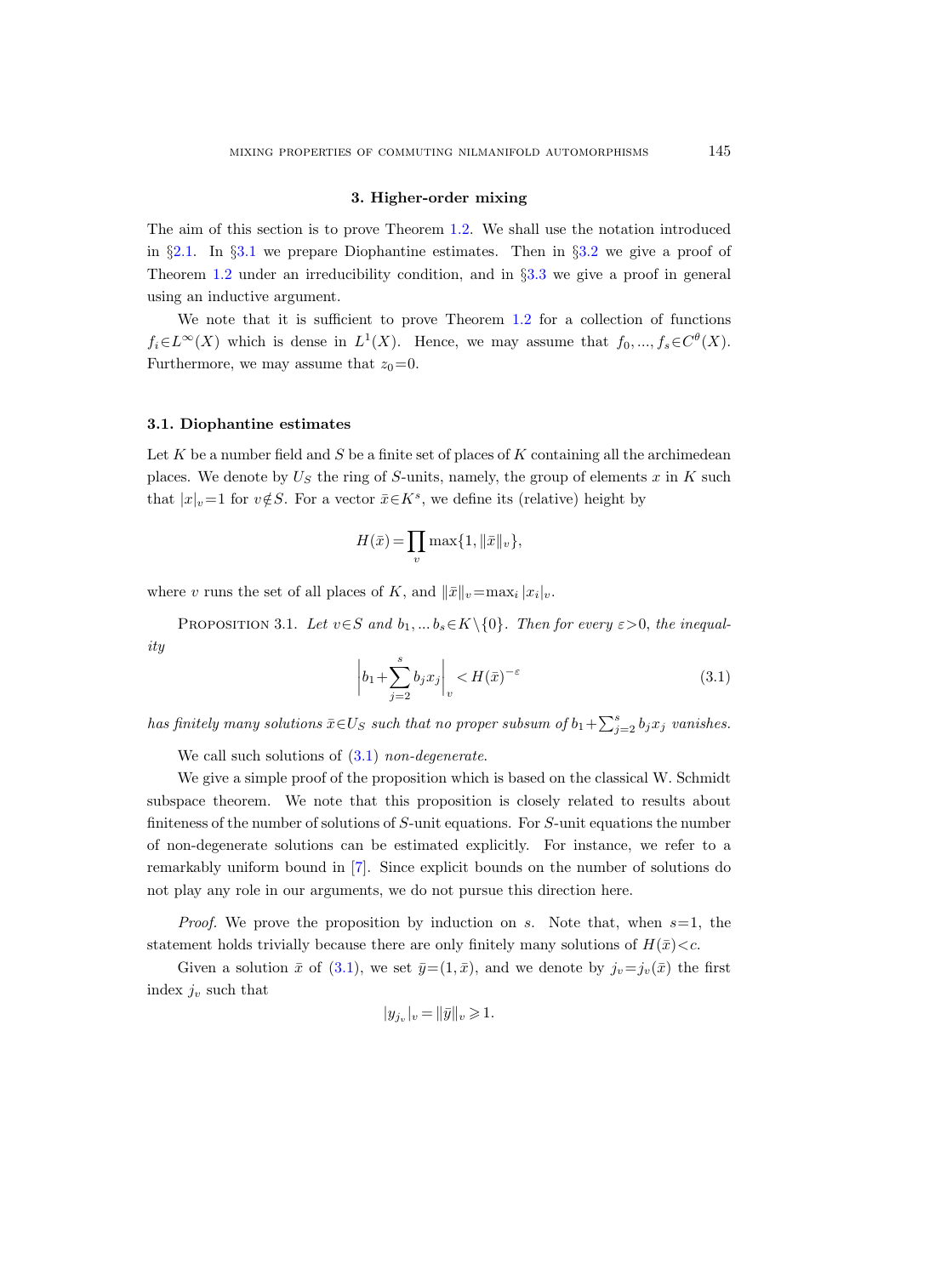## 3. Higher-order mixing

The aim of this section is to prove Theorem 1.2. We shall use the notation introduced in §2.1. In §3.1 we prepare Diophantine estimates. Then in §3.2 we give a proof of Theorem 1.2 under an irreducibility condition, and in §3.3 we give a proof in general using an inductive argument.

We note that it is sufficient to prove Theorem 1.2 for a collection of functions $f_i \in L^\infty(X)$ which is dense in $L^1(X)$. Hence, we may assume that $f_0, ..., f_s \in C^\theta(X)$. Furthermore, we may assume that $z_0 = 0$.

### 3.1. Diophantine estimates

Let $K$ be a number field and $S$ be a finite set of places of $K$ containing all the archimedean places. We denote by $U_S$ the ring of $S$-units, namely, the group of elements $x$ in $K$ such that $|x|_v = 1$ for $v \notin S$. For a vector $\bar{x} \in K^s$, we define its (relative) height by

$$H(\bar{x}) = \prod_v \max\{1, \|\bar{x}\|_v\},$$

where $v$ runs the set of all places of $K$, and $\|\bar{x}\|_v = \max_i |x_i|_v$.

Proposition 3.1. *Let $v \in S$ and $b_1, ... b_s \in K \setminus \{0\}$. Then for every $\varepsilon > 0$, the inequality*

$$\left| b_1 + \sum_{j=2}^{s} b_j x_j \right|_v < H(\bar{x})^{-\varepsilon} \tag{3.1}$$

*has finitely many solutions $\bar{x} \in U_S$ such that no proper subsum of $b_1 + \sum_{j=2}^{s} b_j x_j$ vanishes.*

We call such solutions of (3.1) *non-degenerate*.

We give a simple proof of the proposition which is based on the classical W. Schmidt subspace theorem. We note that this proposition is closely related to results about finiteness of the number of solutions of $S$-unit equations. For $S$-unit equations the number of non-degenerate solutions can be estimated explicitly. For instance, we refer to a remarkably uniform bound in [7]. Since explicit bounds on the number of solutions do not play any role in our arguments, we do not pursue this direction here.

*Proof.* We prove the proposition by induction on $s$. Note that, when $s = 1$, the statement holds trivially because there are only finitely many solutions of $H(\bar{x}) < c$.

Given a solution $\bar{x}$ of (3.1), we set $\bar{y} = (1, \bar{x})$, and we denote by $j_v = j_v(\bar{x})$ the first index $j_v$ such that

$$|y_{j_v}|_v = \|\bar{y}\|_v \geqslant 1.$$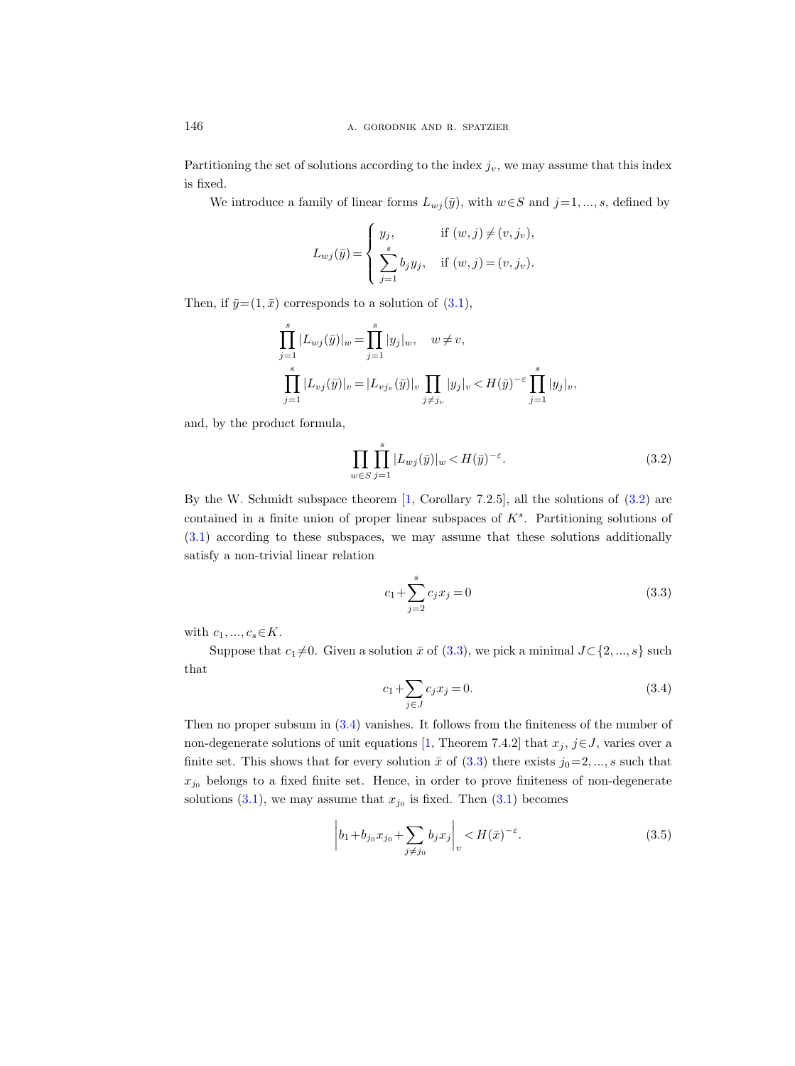Partitioning the set of solutions according to the index $j_v$, we may assume that this index is fixed.

We introduce a family of linear forms $L_{wj}(\bar{y})$, with $w \in S$ and $j=1, ..., s$, defined by

$$L_{wj}(\bar{y}) = \begin{cases} y_j, & \text{if } (w,j) \neq (v, j_v), \\ \displaystyle\sum_{j=1}^{s} b_j y_j, & \text{if } (w,j) = (v, j_v). \end{cases}$$

Then, if $\bar{y}=(1,\bar{x})$ corresponds to a solution of (3.1),

$$\prod_{j=1}^{s} |L_{wj}(\bar{y})|_w = \prod_{j=1}^{s} |y_j|_w, \quad w \neq v,$$

$$\prod_{j=1}^{s} |L_{vj}(\bar{y})|_v = |L_{vj_v}(\bar{y})|_v \prod_{j \neq j_v} |y_j|_v < H(\bar{y})^{-\varepsilon} \prod_{j=1}^{s} |y_j|_v,$$

and, by the product formula,

$$\prod_{w \in S} \prod_{j=1}^{s} |L_{wj}(\bar{y})|_w < H(\bar{y})^{-\varepsilon}. \tag{3.2}$$

By the W. Schmidt subspace theorem [1, Corollary 7.2.5], all the solutions of (3.2) are contained in a finite union of proper linear subspaces of $K^s$. Partitioning solutions of (3.1) according to these subspaces, we may assume that these solutions additionally satisfy a non-trivial linear relation

$$c_1 + \sum_{j=2}^{s} c_j x_j = 0 \tag{3.3}$$

with $c_1, ..., c_s \in K$.

Suppose that $c_1 \neq 0$. Given a solution $\bar{x}$ of (3.3), we pick a minimal $J \subset \{2, ..., s\}$ such that

$$c_1 + \sum_{j \in J} c_j x_j = 0. \tag{3.4}$$

Then no proper subsum in (3.4) vanishes. It follows from the finiteness of the number of non-degenerate solutions of unit equations [1, Theorem 7.4.2] that $x_j$, $j \in J$, varies over a finite set. This shows that for every solution $\bar{x}$ of (3.3) there exists $j_0 = 2, ..., s$ such that $x_{j_0}$ belongs to a fixed finite set. Hence, in order to prove finiteness of non-degenerate solutions (3.1), we may assume that $x_{j_0}$ is fixed. Then (3.1) becomes

$$\left| b_1 + b_{j_0} x_{j_0} + \sum_{j \neq j_0} b_j x_j \right|_v < H(\bar{x})^{-\varepsilon}. \tag{3.5}$$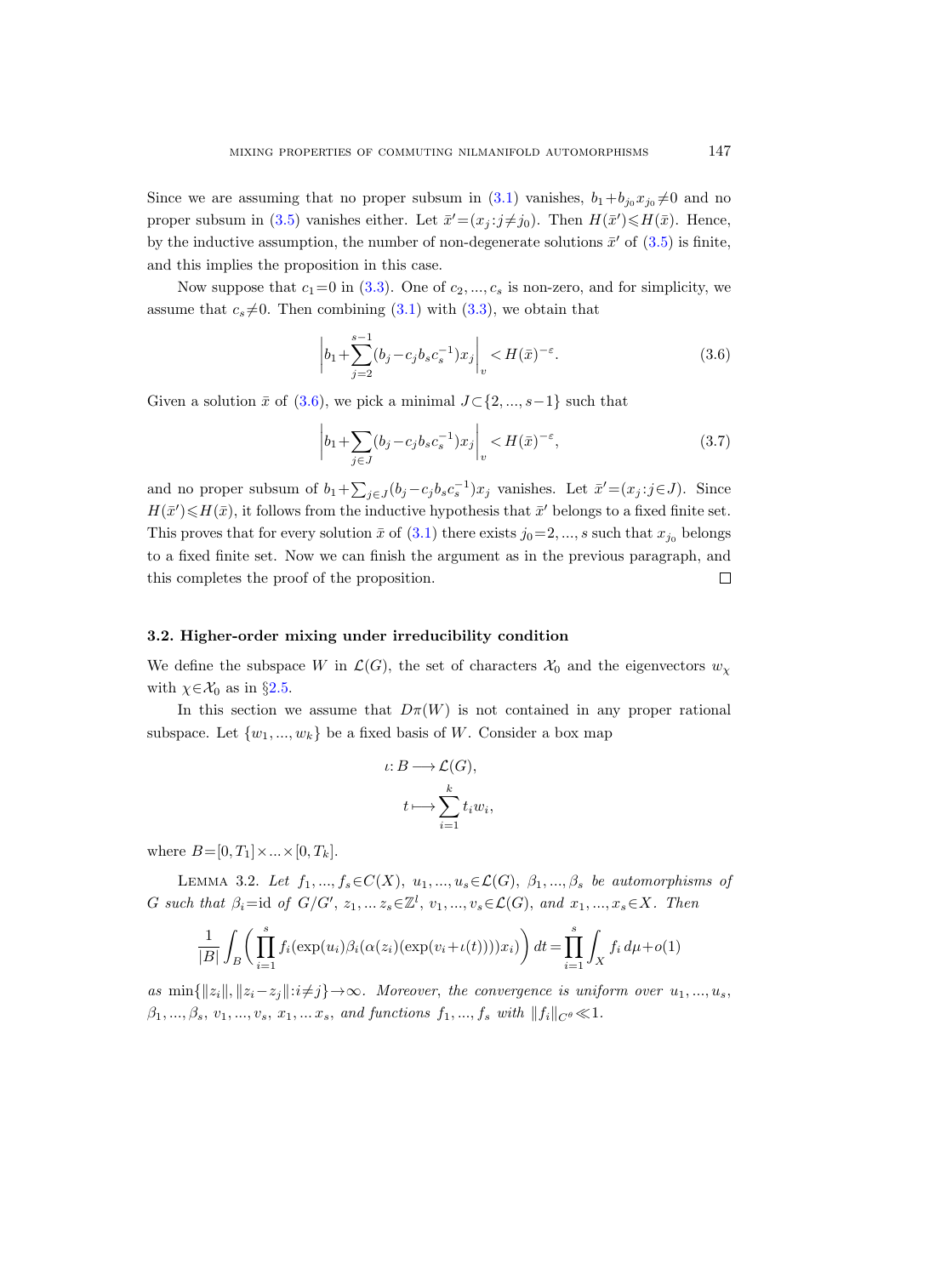Since we are assuming that no proper subsum in (3.1) vanishes, $b_1+b_{j_0}x_{j_0}\neq 0$ and no proper subsum in (3.5) vanishes either. Let $\bar{x}'=(x_j:j\neq j_0)$. Then $H(\bar{x}')\leqslant H(\bar{x})$. Hence, by the inductive assumption, the number of non-degenerate solutions $\bar{x}'$ of (3.5) is finite, and this implies the proposition in this case.

Now suppose that $c_1=0$ in (3.3). One of $c_2,...,c_s$ is non-zero, and for simplicity, we assume that $c_s\neq 0$. Then combining (3.1) with (3.3), we obtain that

$$\left|b_1+\sum_{j=2}^{s-1}(b_j-c_jb_sc_s^{-1})x_j\right|_v<H(\bar{x})^{-\varepsilon}. \tag{3.6}$$

Given a solution $\bar{x}$ of (3.6), we pick a minimal $J\subset\{2,...,s-1\}$ such that

$$\left|b_1+\sum_{j\in J}(b_j-c_jb_sc_s^{-1})x_j\right|_v<H(\bar{x})^{-\varepsilon}, \tag{3.7}$$

and no proper subsum of $b_1+\sum_{j\in J}(b_j-c_jb_sc_s^{-1})x_j$ vanishes. Let $\bar{x}'=(x_j:j\in J)$. Since $H(\bar{x}')\leqslant H(\bar{x})$, it follows from the inductive hypothesis that $\bar{x}'$ belongs to a fixed finite set. This proves that for every solution $\bar{x}$ of (3.1) there exists $j_0=2,...,s$ such that $x_{j_0}$ belongs to a fixed finite set. Now we can finish the argument as in the previous paragraph, and this completes the proof of the proposition. □

### 3.2. Higher-order mixing under irreducibility condition

We define the subspace $W$ in $\mathcal{L}(G)$, the set of characters $\mathcal{X}_0$ and the eigenvectors $w_\chi$ with $\chi\in\mathcal{X}_0$ as in §2.5.

In this section we assume that $D\pi(W)$ is not contained in any proper rational subspace. Let $\{w_1,...,w_k\}$ be a fixed basis of $W$. Consider a box map

$$\iota\colon B\longrightarrow\mathcal{L}(G),$$
$$t\longmapsto\sum_{i=1}^k t_iw_i,$$

where $B=[0,T_1]\times...\times[0,T_k]$.

Lemma 3.2. *Let $f_1,...,f_s\in C(X)$, $u_1,...,u_s\in\mathcal{L}(G)$, $\beta_1,...,\beta_s$ be automorphisms of $G$ such that $\beta_i=\mathrm{id}$ of $G/G'$, $z_1,...z_s\in\mathbb{Z}^l$, $v_1,...,v_s\in\mathcal{L}(G)$, and $x_1,...,x_s\in X$. Then*

$$\frac{1}{|B|}\int_B\left(\prod_{i=1}^s f_i(\exp(u_i)\beta_i(\alpha(z_i)(\exp(v_i+\iota(t))))x_i)\right)dt=\prod_{i=1}^s\int_X f_i\,d\mu+o(1)$$

*as $\min\{\|z_i\|,\|z_i-z_j\|:i\neq j\}\to\infty$. Moreover, the convergence is uniform over $u_1,...,u_s$, $\beta_1,...,\beta_s$, $v_1,...,v_s$, $x_1,...x_s$, and functions $f_1,...,f_s$ with $\|f_i\|_{C^\theta}\ll 1$.*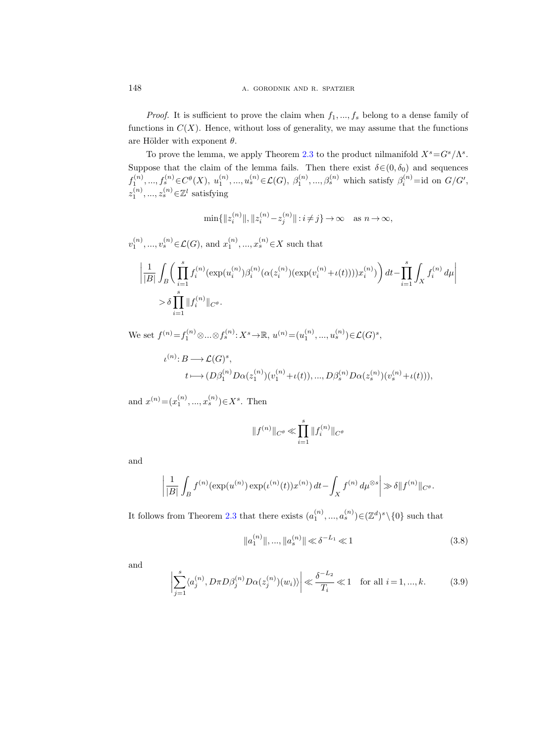*Proof.* It is sufficient to prove the claim when $f_1, ..., f_s$ belong to a dense family of functions in $C(X)$. Hence, without loss of generality, we may assume that the functions are Hölder with exponent $\theta$.

To prove the lemma, we apply Theorem 2.3 to the product nilmanifold $X^s = G^s/\Lambda^s$. Suppose that the claim of the lemma fails. Then there exist $\delta \in (0, \delta_0)$ and sequences $f_1^{(n)}, ..., f_s^{(n)} \in C^\theta(X)$, $u_1^{(n)}, ..., u_s^{(n)} \in \mathcal{L}(G)$, $\beta_1^{(n)}, ..., \beta_s^{(n)}$ which satisfy $\beta_i^{(n)} = \mathrm{id}$ on $G/G'$, $z_1^{(n)}, ..., z_s^{(n)} \in \mathbb{Z}^l$ satisfying

$$\min\{\|z_i^{(n)}\|, \|z_i^{(n)} - z_j^{(n)}\| : i \neq j\} \to \infty \quad \text{as } n \to \infty,$$

$v_1^{(n)}, ..., v_s^{(n)} \in \mathcal{L}(G)$, and $x_1^{(n)}, ..., x_s^{(n)} \in X$ such that

$$\left| \frac{1}{|B|} \int_B \left( \prod_{i=1}^s f_i^{(n)}(\exp(u_i^{(n)}) \beta_i^{(n)}(\alpha(z_i^{(n)})(\exp(v_i^{(n)} + \iota(t)))) x_i^{(n)}) \right) dt - \prod_{i=1}^s \int_X f_i^{(n)} \, d\mu \right| > \delta \prod_{i=1}^s \|f_i^{(n)}\|_{C^\theta}.$$

We set $f^{(n)} = f_1^{(n)} \otimes ... \otimes f_s^{(n)} : X^s \to \mathbb{R}$, $u^{(n)} = (u_1^{(n)}, ..., u_s^{(n)}) \in \mathcal{L}(G)^s$,

$$\begin{aligned} \iota^{(n)} &: B \longrightarrow \mathcal{L}(G)^s, \\ & t \longmapsto (D\beta_1^{(n)} D\alpha(z_1^{(n)})(v_1^{(n)} + \iota(t)), ..., D\beta_s^{(n)} D\alpha(z_s^{(n)})(v_s^{(n)} + \iota(t))), \end{aligned}$$

and $x^{(n)} = (x_1^{(n)}, ..., x_s^{(n)}) \in X^s$. Then

$$\|f^{(n)}\|_{C^\theta} \ll \prod_{i=1}^s \|f_i^{(n)}\|_{C^\theta}$$

and

$$\left| \frac{1}{|B|} \int_B f^{(n)}(\exp(u^{(n)}) \exp(\iota^{(n)}(t)) x^{(n)}) \, dt - \int_X f^{(n)} \, d\mu^{\otimes s} \right| \gg \delta \|f^{(n)}\|_{C^\theta}.$$

It follows from Theorem 2.3 that there exists $(a_1^{(n)}, ..., a_s^{(n)}) \in (\mathbb{Z}^d)^s \setminus \{0\}$ such that

$$\|a_1^{(n)}\|, ..., \|a_s^{(n)}\| \ll \delta^{-L_1} \ll 1 \tag{3.8}$$

and

$$\left| \sum_{j=1}^s \langle a_j^{(n)}, D\pi D\beta_j^{(n)} D\alpha(z_j^{(n)})(w_i) \rangle \right| \ll \frac{\delta^{-L_2}}{T_i} \ll 1 \quad \text{for all } i = 1, ..., k. \tag{3.9}$$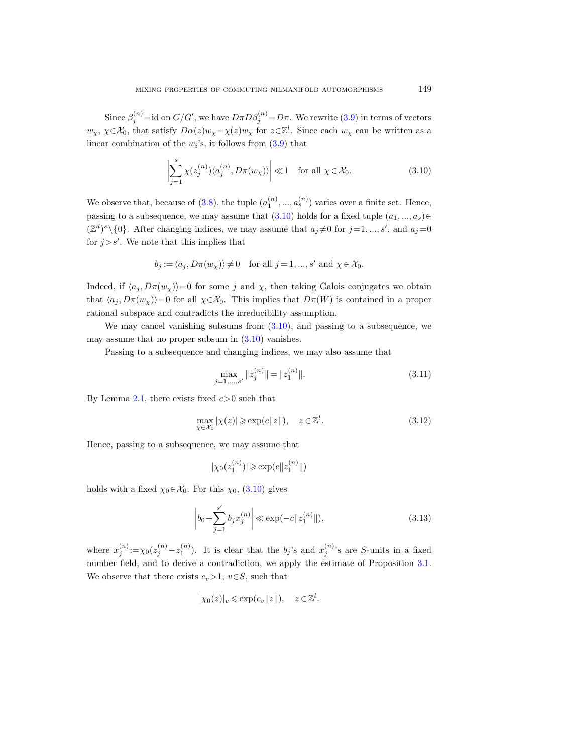Since $\beta_j^{(n)} = \mathrm{id}$ on $G/G'$, we have $D\pi D\beta_j^{(n)} = D\pi$. We rewrite (3.9) in terms of vectors $w_\chi$, $\chi \in \mathcal{X}_0$, that satisfy $D\alpha(z)w_\chi = \chi(z)w_\chi$ for $z \in \mathbb{Z}^l$. Since each $w_\chi$ can be written as a linear combination of the $w_i$'s, it follows from (3.9) that

$$\left| \sum_{j=1}^{s} \chi(z_j^{(n)}) \langle a_j^{(n)}, D\pi(w_\chi) \rangle \right| \ll 1 \quad \text{for all } \chi \in \mathcal{X}_0. \tag{3.10}$$

We observe that, because of (3.8), the tuple $(a_1^{(n)}, ..., a_s^{(n)})$ varies over a finite set. Hence, passing to a subsequence, we may assume that (3.10) holds for a fixed tuple $(a_1, ..., a_s) \in (\mathbb{Z}^d)^s \setminus \{0\}$. After changing indices, we may assume that $a_j \neq 0$ for $j = 1, ..., s'$, and $a_j = 0$ for $j > s'$. We note that this implies that

$$b_j := \langle a_j, D\pi(w_\chi) \rangle \neq 0 \quad \text{for all } j = 1, ..., s' \text{ and } \chi \in \mathcal{X}_0.$$

Indeed, if $\langle a_j, D\pi(w_\chi) \rangle = 0$ for some $j$ and $\chi$, then taking Galois conjugates we obtain that $\langle a_j, D\pi(w_\chi) \rangle = 0$ for all $\chi \in \mathcal{X}_0$. This implies that $D\pi(W)$ is contained in a proper rational subspace and contradicts the irreducibility assumption.

We may cancel vanishing subsums from (3.10), and passing to a subsequence, we may assume that no proper subsum in (3.10) vanishes.

Passing to a subsequence and changing indices, we may also assume that

$$\max_{j=1,...,s'} \|z_j^{(n)}\| = \|z_1^{(n)}\|. \tag{3.11}$$

By Lemma 2.1, there exists fixed $c > 0$ such that

$$\max_{\chi \in \mathcal{X}_0} |\chi(z)| \geqslant \exp(c\|z\|), \quad z \in \mathbb{Z}^l. \tag{3.12}$$

Hence, passing to a subsequence, we may assume that

$$|\chi_0(z_1^{(n)})| \geqslant \exp(c\|z_1^{(n)}\|)$$

holds with a fixed $\chi_0 \in \mathcal{X}_0$. For this $\chi_0$, (3.10) gives

$$\left| b_0 + \sum_{j=1}^{s'} b_j x_j^{(n)} \right| \ll \exp(-c\|z_1^{(n)}\|), \tag{3.13}$$

where $x_j^{(n)} := \chi_0(z_j^{(n)} - z_1^{(n)})$. It is clear that the $b_j$'s and $x_j^{(n)}$'s are $S$-units in a fixed number field, and to derive a contradiction, we apply the estimate of Proposition 3.1. We observe that there exists $c_v > 1$, $v \in S$, such that

$$|\chi_0(z)|_v \leqslant \exp(c_v\|z\|), \quad z \in \mathbb{Z}^l.$$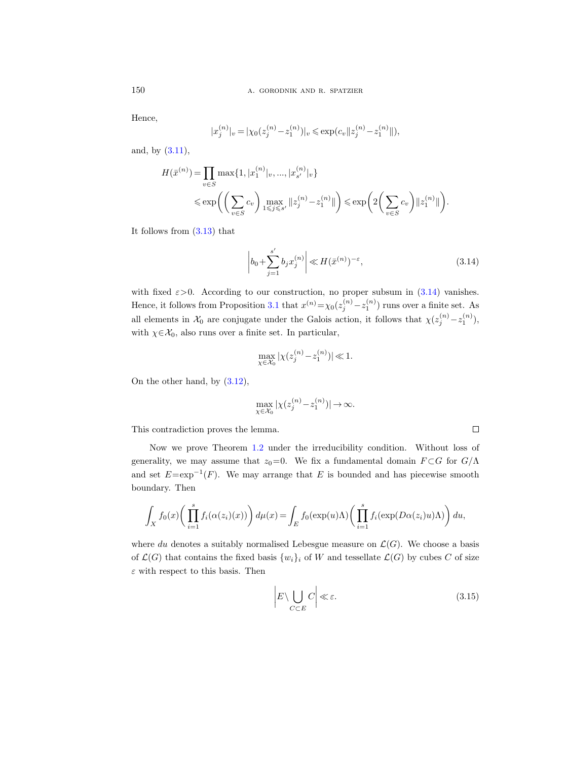Hence,

$$|x_j^{(n)}|_v = |\chi_0(z_j^{(n)} - z_1^{(n)})|_v \leqslant \exp(c_v \|z_j^{(n)} - z_1^{(n)}\|),$$

and, by (3.11),

$$\begin{aligned} H(\bar{x}^{(n)}) &= \prod_{v \in S} \max\{1, |x_1^{(n)}|_v, ..., |x_{s'}^{(n)}|_v\} \\ &\leqslant \exp\biggl(\biggl(\sum_{v \in S} c_v\biggr) \max_{1 \leqslant j \leqslant s'} \|z_j^{(n)} - z_1^{(n)}\|\biggr) \leqslant \exp\biggl(2\biggl(\sum_{v \in S} c_v\biggr)\|z_1^{(n)}\|\biggr). \end{aligned}$$

It follows from (3.13) that

$$\left| b_0 + \sum_{j=1}^{s'} b_j x_j^{(n)} \right| \ll H(\bar{x}^{(n)})^{-\varepsilon}, \tag{3.14}$$

with fixed $\varepsilon > 0$. According to our construction, no proper subsum in (3.14) vanishes. Hence, it follows from Proposition 3.1 that $x^{(n)} = \chi_0(z_j^{(n)} - z_1^{(n)})$ runs over a finite set. As all elements in $\mathcal{X}_0$ are conjugate under the Galois action, it follows that $\chi(z_j^{(n)} - z_1^{(n)})$, with $\chi \in \mathcal{X}_0$, also runs over a finite set. In particular,

$$\max_{\chi \in \mathcal{X}_0} |\chi(z_j^{(n)} - z_1^{(n)})| \ll 1.$$

On the other hand, by (3.12),

$$\max_{\chi \in \mathcal{X}_0} |\chi(z_j^{(n)} - z_1^{(n)})| \to \infty.$$

This contradiction proves the lemma. ∎

Now we prove Theorem 1.2 under the irreducibility condition. Without loss of generality, we may assume that $z_0 = 0$. We fix a fundamental domain $F \subset G$ for $G/\Lambda$ and set $E = \exp^{-1}(F)$. We may arrange that $E$ is bounded and has piecewise smooth boundary. Then

$$\int_X f_0(x) \biggl(\prod_{i=1}^{s} f_i(\alpha(z_i)(x))\biggr) d\mu(x) = \int_E f_0(\exp(u)\Lambda) \biggl(\prod_{i=1}^{s} f_i(\exp(D\alpha(z_i)u)\Lambda)\biggr) du,$$

where $du$ denotes a suitably normalised Lebesgue measure on $\mathcal{L}(G)$. We choose a basis of $\mathcal{L}(G)$ that contains the fixed basis $\{w_i\}_i$ of $W$ and tessellate $\mathcal{L}(G)$ by cubes $C$ of size $\varepsilon$ with respect to this basis. Then

$$\left| E \setminus \bigcup_{C \subset E} C \right| \ll \varepsilon. \tag{3.15}$$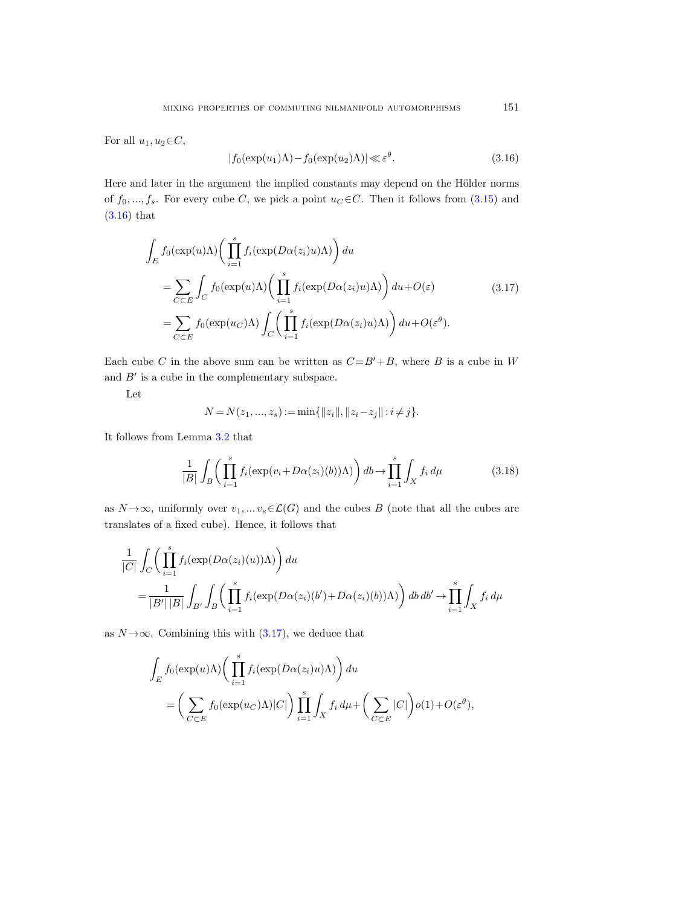For all $u_1, u_2 \in C$,

$$|f_0(\exp(u_1)\Lambda) - f_0(\exp(u_2)\Lambda)| \ll \varepsilon^\theta. \tag{3.16}$$

Here and later in the argument the implied constants may depend on the Hölder norms of $f_0, ..., f_s$. For every cube $C$, we pick a point $u_C \in C$. Then it follows from (3.15) and (3.16) that

$$\begin{aligned}
\int_E f_0(\exp(u)\Lambda)\bigg(\prod_{i=1}^s f_i(\exp(D\alpha(z_i)u)\Lambda)\bigg)\,du \\
&= \sum_{C\subset E}\int_C f_0(\exp(u)\Lambda)\bigg(\prod_{i=1}^s f_i(\exp(D\alpha(z_i)u)\Lambda)\bigg)\,du + O(\varepsilon) \\
&= \sum_{C\subset E} f_0(\exp(u_C)\Lambda)\int_C\bigg(\prod_{i=1}^s f_i(\exp(D\alpha(z_i)u)\Lambda)\bigg)\,du + O(\varepsilon^\theta).
\end{aligned} \tag{3.17}$$

Each cube $C$ in the above sum can be written as $C = B' + B$, where $B$ is a cube in $W$ and $B'$ is a cube in the complementary subspace.

Let

$$N = N(z_1, ..., z_s) := \min\{\|z_i\|, \|z_i - z_j\| : i \neq j\}.$$

It follows from Lemma 3.2 that

$$\frac{1}{|B|}\int_B\bigg(\prod_{i=1}^s f_i(\exp(v_i + D\alpha(z_i)(b))\Lambda)\bigg)\,db \to \prod_{i=1}^s\int_X f_i\,d\mu \tag{3.18}$$

as $N \to \infty$, uniformly over $v_1, ... v_s \in \mathcal{L}(G)$ and the cubes $B$ (note that all the cubes are translates of a fixed cube). Hence, it follows that

$$\begin{aligned}
\frac{1}{|C|}\int_C\bigg(\prod_{i=1}^s f_i(\exp(D\alpha(z_i)(u))\Lambda)\bigg)\,du \\
= \frac{1}{|B'|\,|B|}\int_{B'}\int_B\bigg(\prod_{i=1}^s f_i(\exp(D\alpha(z_i)(b') + D\alpha(z_i)(b))\Lambda)\bigg)\,db\,db' \to \prod_{i=1}^s\int_X f_i\,d\mu
\end{aligned}$$

as $N \to \infty$. Combining this with (3.17), we deduce that

$$\begin{aligned}
\int_E f_0(\exp(u)\Lambda)\bigg(\prod_{i=1}^s f_i(\exp(D\alpha(z_i)u)\Lambda)\bigg)\,du \\
= \bigg(\sum_{C\subset E} f_0(\exp(u_C)\Lambda)|C|\bigg)\prod_{i=1}^s\int_X f_i\,d\mu + \bigg(\sum_{C\subset E}|C|\bigg)o(1) + O(\varepsilon^\theta),
\end{aligned}$$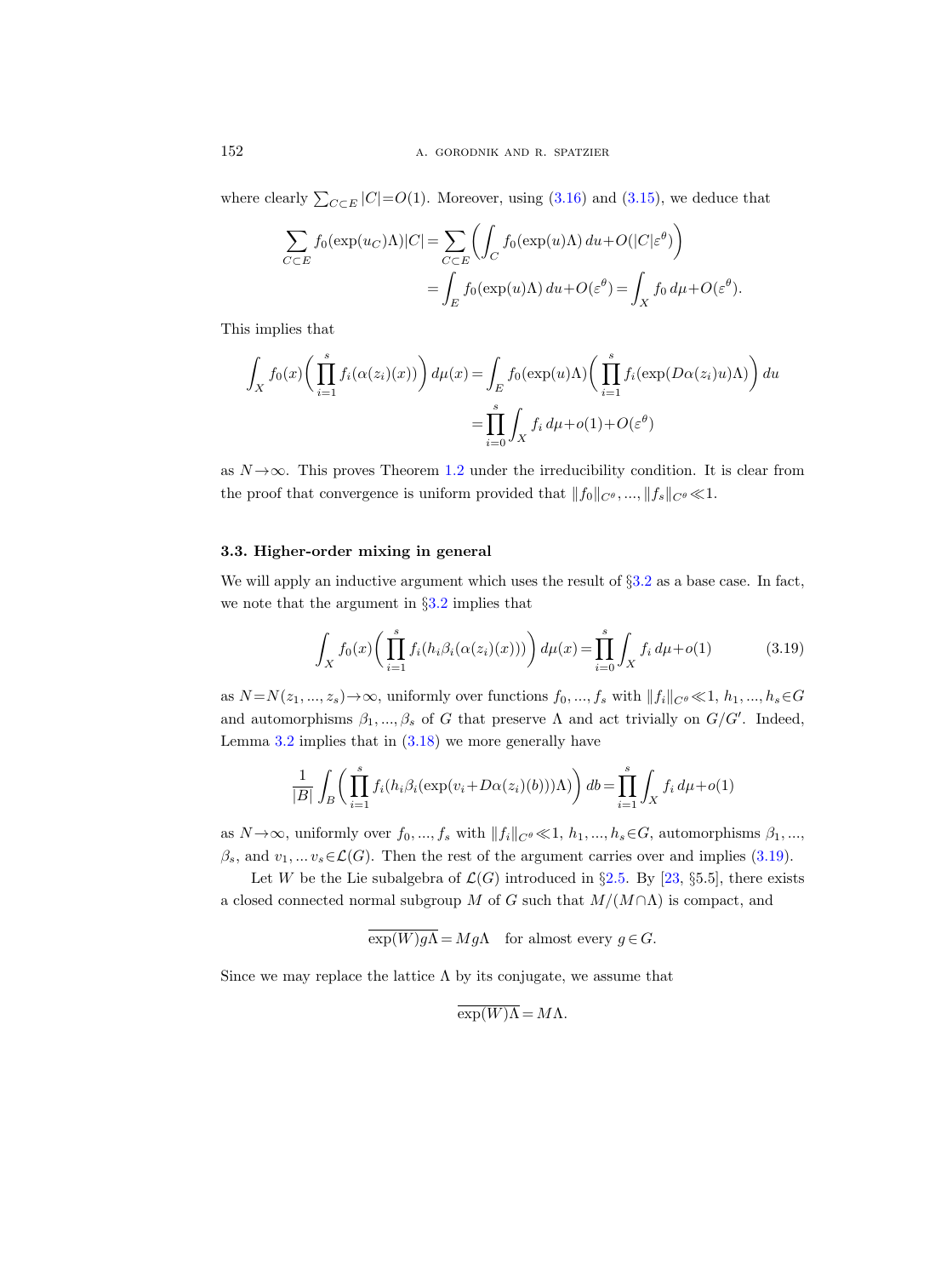where clearly $\sum_{C\subset E}|C|=O(1)$. Moreover, using (3.16) and (3.15), we deduce that

$$\sum_{C\subset E} f_0(\exp(u_C)\Lambda)|C| = \sum_{C\subset E}\left(\int_C f_0(\exp(u)\Lambda)\,du + O(|C|\varepsilon^\theta)\right)$$
$$= \int_E f_0(\exp(u)\Lambda)\,du + O(\varepsilon^\theta) = \int_X f_0\,d\mu + O(\varepsilon^\theta).$$

This implies that

$$\int_X f_0(x)\left(\prod_{i=1}^s f_i(\alpha(z_i)(x))\right)d\mu(x) = \int_E f_0(\exp(u)\Lambda)\left(\prod_{i=1}^s f_i(\exp(D\alpha(z_i)u)\Lambda)\right)du$$
$$= \prod_{i=0}^s \int_X f_i\,d\mu + o(1) + O(\varepsilon^\theta)$$

as $N\to\infty$. This proves Theorem 1.2 under the irreducibility condition. It is clear from the proof that convergence is uniform provided that $\|f_0\|_{C^\theta}, ..., \|f_s\|_{C^\theta} \ll 1$.

### 3.3. Higher-order mixing in general

We will apply an inductive argument which uses the result of §3.2 as a base case. In fact, we note that the argument in §3.2 implies that

$$\int_X f_0(x)\left(\prod_{i=1}^s f_i(h_i\beta_i(\alpha(z_i)(x)))\right)d\mu(x) = \prod_{i=0}^s \int_X f_i\,d\mu + o(1) \tag{3.19}$$

as $N=N(z_1, ..., z_s)\to\infty$, uniformly over functions $f_0, ..., f_s$ with $\|f_i\|_{C^\theta}\ll 1$, $h_1, ..., h_s \in G$ and automorphisms $\beta_1, ..., \beta_s$ of $G$ that preserve $\Lambda$ and act trivially on $G/G'$. Indeed, Lemma 3.2 implies that in (3.18) we more generally have

$$\frac{1}{|B|}\int_B\left(\prod_{i=1}^s f_i(h_i\beta_i(\exp(v_i + D\alpha(z_i)(b)))\Lambda)\right)db = \prod_{i=1}^s \int_X f_i\,d\mu + o(1)$$

as $N\to\infty$, uniformly over $f_0, ..., f_s$ with $\|f_i\|_{C^\theta}\ll 1$, $h_1, ..., h_s\in G$, automorphisms $\beta_1, ...,$ $\beta_s$, and $v_1, ... v_s \in \mathcal{L}(G)$. Then the rest of the argument carries over and implies (3.19).

Let $W$ be the Lie subalgebra of $\mathcal{L}(G)$ introduced in §2.5. By [23, §5.5], there exists a closed connected normal subgroup $M$ of $G$ such that $M/(M\cap\Lambda)$ is compact, and

$$\overline{\exp(W)g\Lambda} = Mg\Lambda \quad \text{for almost every } g\in G.$$

Since we may replace the lattice $\Lambda$ by its conjugate, we assume that

$$\overline{\exp(W)\Lambda} = M\Lambda.$$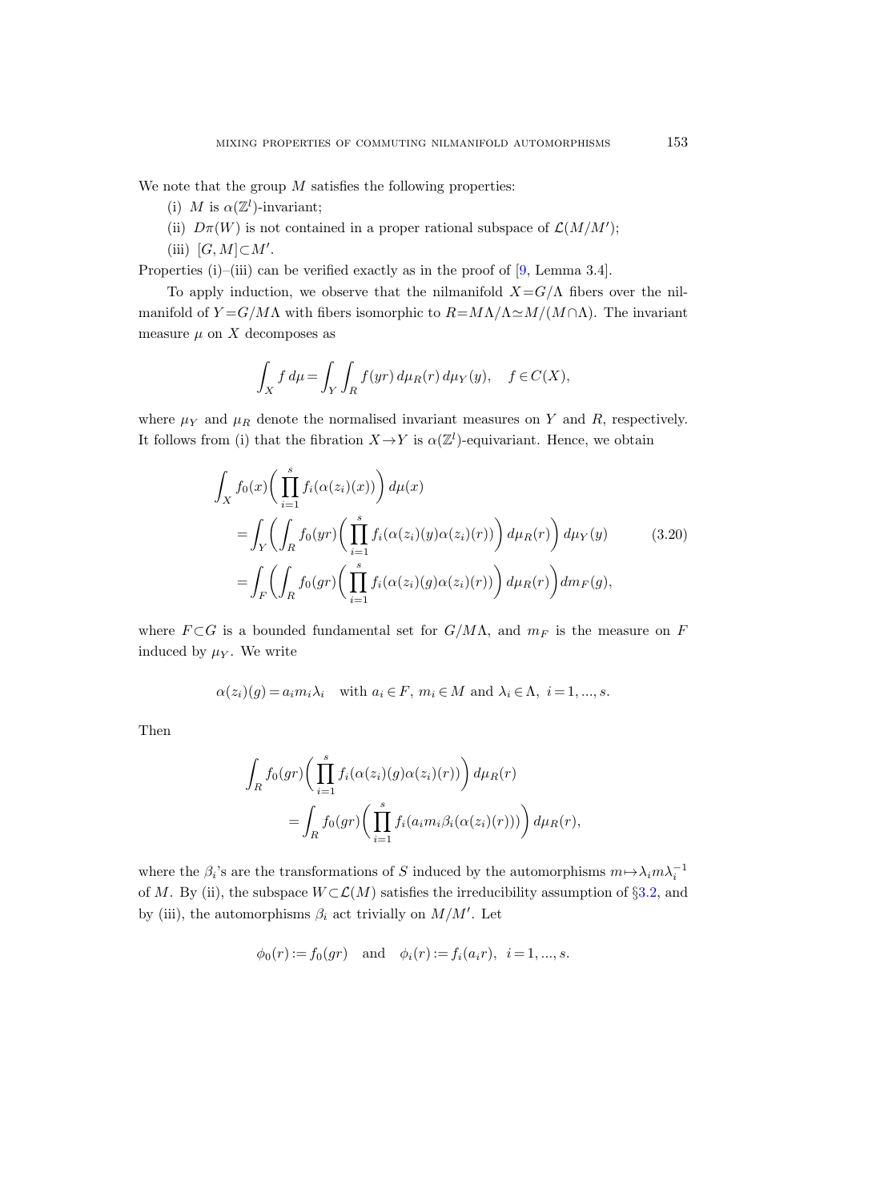We note that the group $M$ satisfies the following properties:

(i) $M$ is $\alpha(\mathbb{Z}^l)$-invariant;

(ii) $D\pi(W)$ is not contained in a proper rational subspace of $\mathcal{L}(M/M')$;

(iii) $[G,M]\subset M'$.

Properties (i)–(iii) can be verified exactly as in the proof of [9, Lemma 3.4].

To apply induction, we observe that the nilmanifold $X=G/\Lambda$ fibers over the nilmanifold of $Y=G/M\Lambda$ with fibers isomorphic to $R=M\Lambda/\Lambda\simeq M/(M\cap\Lambda)$. The invariant measure $\mu$ on $X$ decomposes as

$$\int_X f\,d\mu=\int_Y\int_R f(yr)\,d\mu_R(r)\,d\mu_Y(y),\quad f\in C(X),$$

where $\mu_Y$ and $\mu_R$ denote the normalised invariant measures on $Y$ and $R$, respectively. It follows from (i) that the fibration $X\to Y$ is $\alpha(\mathbb{Z}^l)$-equivariant. Hence, we obtain

$$\begin{aligned}
\int_X f_0(x)\bigg(\prod_{i=1}^s f_i(\alpha(z_i)(x))\bigg)\,d\mu(x)&\\
=\int_Y\bigg(\int_R f_0(yr)\bigg(\prod_{i=1}^s f_i(\alpha(z_i)(y)\alpha(z_i)(r))\bigg)\,d\mu_R(r)\bigg)\,d\mu_Y(y)&\qquad (3.20)\\
=\int_F\bigg(\int_R f_0(gr)\bigg(\prod_{i=1}^s f_i(\alpha(z_i)(g)\alpha(z_i)(r))\bigg)\,d\mu_R(r)\bigg)dm_F(g),&
\end{aligned}$$

where $F\subset G$ is a bounded fundamental set for $G/M\Lambda$, and $m_F$ is the measure on $F$ induced by $\mu_Y$. We write

$$\alpha(z_i)(g)=a_i m_i\lambda_i\quad\text{with } a_i\in F,\ m_i\in M \text{ and } \lambda_i\in\Lambda,\ i=1,\ldots,s.$$

Then

$$\begin{aligned}
\int_R f_0(gr)\bigg(\prod_{i=1}^s f_i(\alpha(z_i)(g)\alpha(z_i)(r))\bigg)\,d\mu_R(r)&\\
=\int_R f_0(gr)\bigg(\prod_{i=1}^s f_i(a_i m_i\beta_i(\alpha(z_i)(r)))\bigg)\,d\mu_R(r),&
\end{aligned}$$

where the $\beta_i$'s are the transformations of $S$ induced by the automorphisms $m\mapsto\lambda_i m\lambda_i^{-1}$ of $M$. By (ii), the subspace $W\subset\mathcal{L}(M)$ satisfies the irreducibility assumption of §3.2, and by (iii), the automorphisms $\beta_i$ act trivially on $M/M'$. Let

$$\phi_0(r):=f_0(gr)\quad\text{and}\quad\phi_i(r):=f_i(a_i r),\ \ i=1,\ldots,s.$$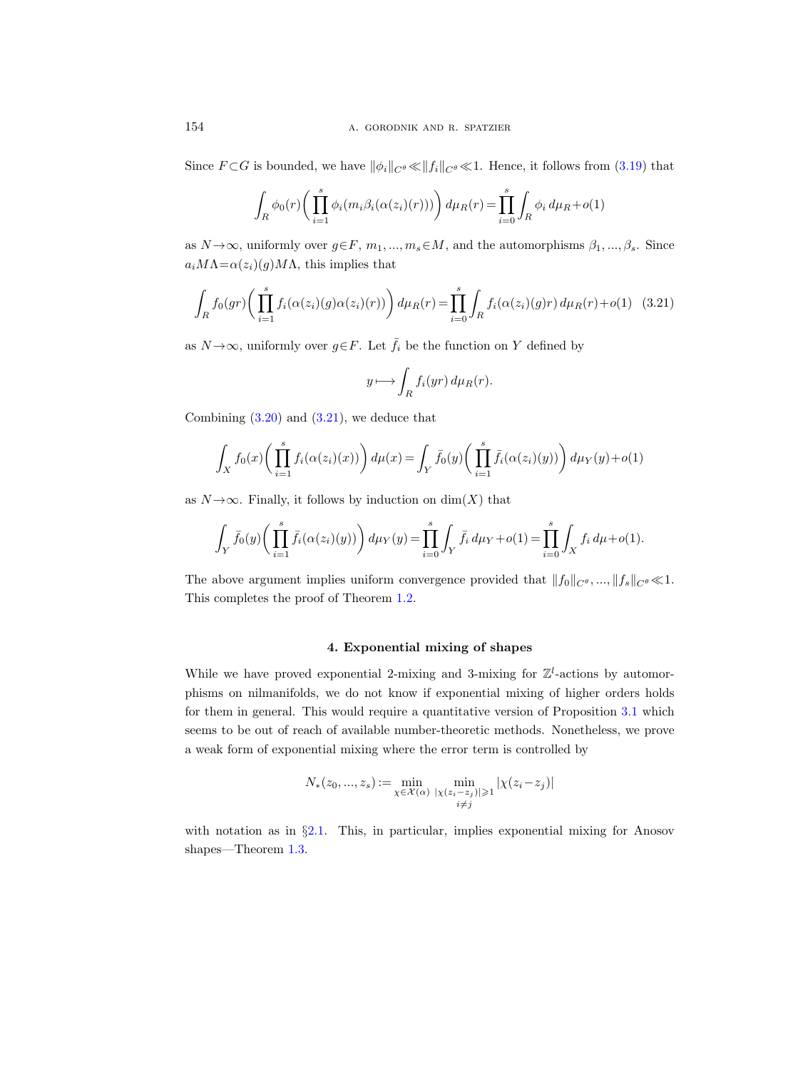Since $F\subset G$ is bounded, we have $\|\phi_i\|_{C^\theta}\ll\|f_i\|_{C^\theta}\ll 1$. Hence, it follows from (3.19) that

$$\int_R \phi_0(r)\bigg(\prod_{i=1}^s \phi_i(m_i\beta_i(\alpha(z_i)(r)))\bigg)\,d\mu_R(r)=\prod_{i=0}^s\int_R \phi_i\,d\mu_R+o(1)$$

as $N\to\infty$, uniformly over $g\in F$, $m_1,...,m_s\in M$, and the automorphisms $\beta_1,...,\beta_s$. Since $a_iM\Lambda=\alpha(z_i)(g)M\Lambda$, this implies that

$$\int_R f_0(gr)\bigg(\prod_{i=1}^s f_i(\alpha(z_i)(g)\alpha(z_i)(r))\bigg)\,d\mu_R(r)=\prod_{i=0}^s\int_R f_i(\alpha(z_i)(g)r)\,d\mu_R(r)+o(1) \quad (3.21)$$

as $N\to\infty$, uniformly over $g\in F$. Let $\bar f_i$ be the function on $Y$ defined by

$$y\longmapsto\int_R f_i(yr)\,d\mu_R(r).$$

Combining (3.20) and (3.21), we deduce that

$$\int_X f_0(x)\bigg(\prod_{i=1}^s f_i(\alpha(z_i)(x))\bigg)\,d\mu(x)=\int_Y \bar f_0(y)\bigg(\prod_{i=1}^s \bar f_i(\alpha(z_i)(y))\bigg)\,d\mu_Y(y)+o(1)$$

as $N\to\infty$. Finally, it follows by induction on $\dim(X)$ that

$$\int_Y \bar f_0(y)\bigg(\prod_{i=1}^s \bar f_i(\alpha(z_i)(y))\bigg)\,d\mu_Y(y)=\prod_{i=0}^s\int_Y \bar f_i\,d\mu_Y+o(1)=\prod_{i=0}^s\int_X f_i\,d\mu+o(1).$$

The above argument implies uniform convergence provided that $\|f_0\|_{C^\theta},...,\|f_s\|_{C^\theta}\ll 1$. This completes the proof of Theorem 1.2.

## 4. Exponential mixing of shapes

While we have proved exponential 2-mixing and 3-mixing for $\mathbb{Z}^l$-actions by automorphisms on nilmanifolds, we do not know if exponential mixing of higher orders holds for them in general. This would require a quantitative version of Proposition 3.1 which seems to be out of reach of available number-theoretic methods. Nonetheless, we prove a weak form of exponential mixing where the error term is controlled by

$$N_*(z_0,...,z_s):=\min_{\chi\in\mathcal{X}(\alpha)}\min_{\substack{|\chi(z_i-z_j)|\geqslant 1\\ i\neq j}}|\chi(z_i-z_j)|$$

with notation as in §2.1. This, in particular, implies exponential mixing for Anosov shapes—Theorem 1.3.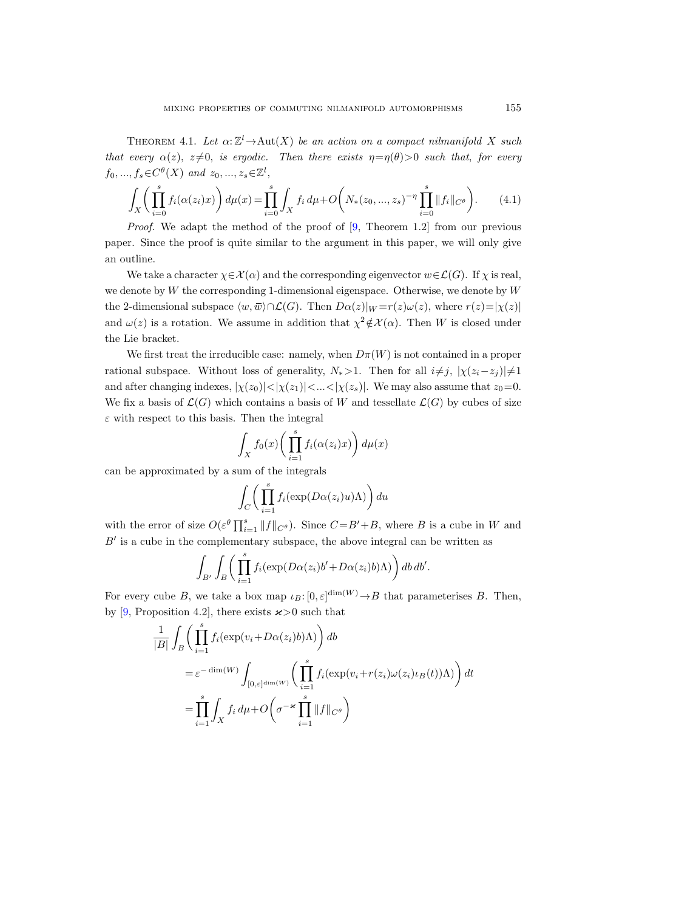THEOREM 4.1. *Let $\alpha\colon \mathbb{Z}^l \to \mathrm{Aut}(X)$ be an action on a compact nilmanifold $X$ such that every $\alpha(z)$, $z\neq 0$, is ergodic. Then there exists $\eta=\eta(\theta)>0$ such that, for every $f_0, ..., f_s \in C^\theta(X)$ and $z_0, ..., z_s \in \mathbb{Z}^l$,*

$$\int_X \left( \prod_{i=0}^{s} f_i(\alpha(z_i)x) \right) d\mu(x) = \prod_{i=0}^{s} \int_X f_i \, d\mu + O\left( N_*(z_0, ..., z_s)^{-\eta} \prod_{i=0}^{s} \|f_i\|_{C^\theta} \right). \tag{4.1}$$

*Proof.* We adapt the method of the proof of [9, Theorem 1.2] from our previous paper. Since the proof is quite similar to the argument in this paper, we will only give an outline.

We take a character $\chi \in \mathcal{X}(\alpha)$ and the corresponding eigenvector $w \in \mathcal{L}(G)$. If $\chi$ is real, we denote by $W$ the corresponding 1-dimensional eigenspace. Otherwise, we denote by $W$ the 2-dimensional subspace $\langle w, \overline{w} \rangle \cap \mathcal{L}(G)$. Then $D\alpha(z)|_W = r(z)\omega(z)$, where $r(z) = |\chi(z)|$ and $\omega(z)$ is a rotation. We assume in addition that $\chi^2 \notin \mathcal{X}(\alpha)$. Then $W$ is closed under the Lie bracket.

We first treat the irreducible case: namely, when $D\pi(W)$ is not contained in a proper rational subspace. Without loss of generality, $N_*>1$. Then for all $i\neq j$, $|\chi(z_i - z_j)| \neq 1$ and after changing indexes, $|\chi(z_0)| < |\chi(z_1)| < ... < |\chi(z_s)|$. We may also assume that $z_0 = 0$. We fix a basis of $\mathcal{L}(G)$ which contains a basis of $W$ and tessellate $\mathcal{L}(G)$ by cubes of size $\varepsilon$ with respect to this basis. Then the integral

$$\int_X f_0(x) \left( \prod_{i=1}^{s} f_i(\alpha(z_i)x) \right) d\mu(x)$$

can be approximated by a sum of the integrals

$$\int_C \left( \prod_{i=1}^{s} f_i(\exp(D\alpha(z_i)u)\Lambda) \right) du$$

with the error of size $O(\varepsilon^\theta \prod_{i=1}^{s} \|f\|_{C^\theta})$. Since $C = B' + B$, where $B$ is a cube in $W$ and $B'$ is a cube in the complementary subspace, the above integral can be written as

$$\int_{B'} \int_B \left( \prod_{i=1}^{s} f_i(\exp(D\alpha(z_i)b' + D\alpha(z_i)b)\Lambda) \right) db \, db'.$$

For every cube $B$, we take a box map $\iota_B \colon [0, \varepsilon]^{\dim(W)} \to B$ that parameterises $B$. Then, by [9, Proposition 4.2], there exists $\varkappa > 0$ such that

$$\begin{aligned}
\frac{1}{|B|} \int_B & \left( \prod_{i=1}^{s} f_i(\exp(v_i + D\alpha(z_i)b)\Lambda) \right) db \\
&= \varepsilon^{-\dim(W)} \int_{[0,\varepsilon]^{\dim(W)}} \left( \prod_{i=1}^{s} f_i(\exp(v_i + r(z_i)\omega(z_i)\iota_B(t))\Lambda) \right) dt \\
&= \prod_{i=1}^{s} \int_X f_i \, d\mu + O\left( \sigma^{-\varkappa} \prod_{i=1}^{s} \|f\|_{C^\theta} \right)
\end{aligned}$$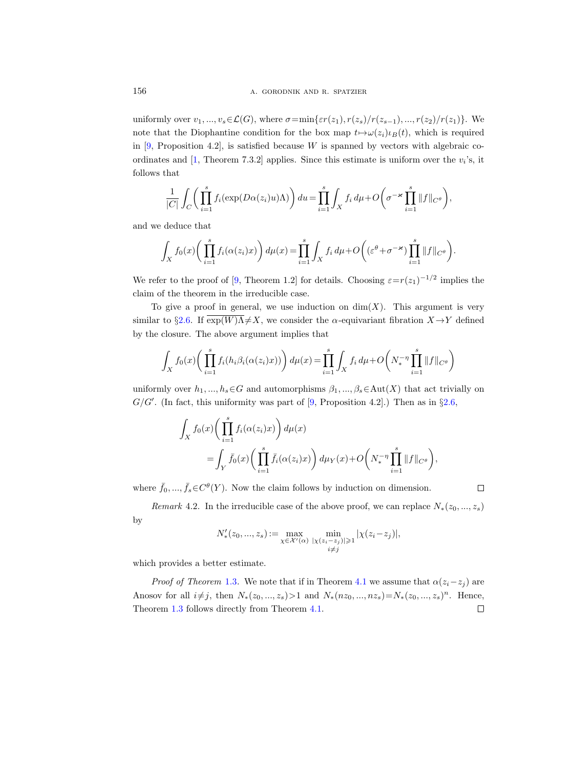uniformly over $v_1, ..., v_s \in \mathcal{L}(G)$, where $\sigma = \min\{\varepsilon r(z_1), r(z_s)/r(z_{s-1}), ..., r(z_2)/r(z_1)\}$. We note that the Diophantine condition for the box map $t \mapsto \omega(z_i)\iota_B(t)$, which is required in [9, Proposition 4.2], is satisfied because $W$ is spanned by vectors with algebraic coordinates and [1, Theorem 7.3.2] applies. Since this estimate is uniform over the $v_i$'s, it follows that

$$\frac{1}{|C|}\int_C \left(\prod_{i=1}^s f_i(\exp(D\alpha(z_i)u)\Lambda)\right) du = \prod_{i=1}^s \int_X f_i \, d\mu + O\left(\sigma^{-\varkappa} \prod_{i=1}^s \|f\|_{C^\theta}\right),$$

and we deduce that

$$\int_X f_0(x)\left(\prod_{i=1}^s f_i(\alpha(z_i)x)\right) d\mu(x) = \prod_{i=1}^s \int_X f_i \, d\mu + O\left((\varepsilon^\theta + \sigma^{-\varkappa}) \prod_{i=1}^s \|f\|_{C^\theta}\right).$$

We refer to the proof of [9, Theorem 1.2] for details. Choosing $\varepsilon = r(z_1)^{-1/2}$ implies the claim of the theorem in the irreducible case.

To give a proof in general, we use induction on $\dim(X)$. This argument is very similar to §2.6. If $\overline{\exp(W)\Lambda} \neq X$, we consider the $\alpha$-equivariant fibration $X \to Y$ defined by the closure. The above argument implies that

$$\int_X f_0(x)\left(\prod_{i=1}^s f_i(h_i\beta_i(\alpha(z_i)x))\right) d\mu(x) = \prod_{i=1}^s \int_X f_i \, d\mu + O\left(N_*^{-\eta} \prod_{i=1}^s \|f\|_{C^\theta}\right)$$

uniformly over $h_1, ..., h_s \in G$ and automorphisms $\beta_1, ..., \beta_s \in \mathrm{Aut}(X)$ that act trivially on $G/G'$. (In fact, this uniformity was part of [9, Proposition 4.2].) Then as in §2.6,

$$\begin{aligned}
&\int_X f_0(x)\left(\prod_{i=1}^s f_i(\alpha(z_i)x)\right) d\mu(x) \\
&\qquad = \int_Y \bar{f}_0(x)\left(\prod_{i=1}^s \bar{f}_i(\alpha(z_i)x)\right) d\mu_Y(x) + O\left(N_*^{-\eta} \prod_{i=1}^s \|f\|_{C^\theta}\right),
\end{aligned}$$

where $\bar{f}_0, ..., \bar{f}_s \in C^\theta(Y)$. Now the claim follows by induction on dimension. □

*Remark* 4.2. In the irreducible case of the above proof, we can replace $N_*(z_0, ..., z_s)$ by

$$N'_*(z_0, ..., z_s) := \max_{\chi \in \mathcal{X}'(\alpha)} \min_{\substack{|\chi(z_i - z_j)| \geqslant 1 \\ i \neq j}} |\chi(z_i - z_j)|,$$

which provides a better estimate.

*Proof of Theorem* 1.3. We note that if in Theorem 4.1 we assume that $\alpha(z_i - z_j)$ are Anosov for all $i \neq j$, then $N_*(z_0, ..., z_s) > 1$ and $N_*(nz_0, ..., nz_s) = N_*(z_0, ..., z_s)^n$. Hence, Theorem 1.3 follows directly from Theorem 4.1. □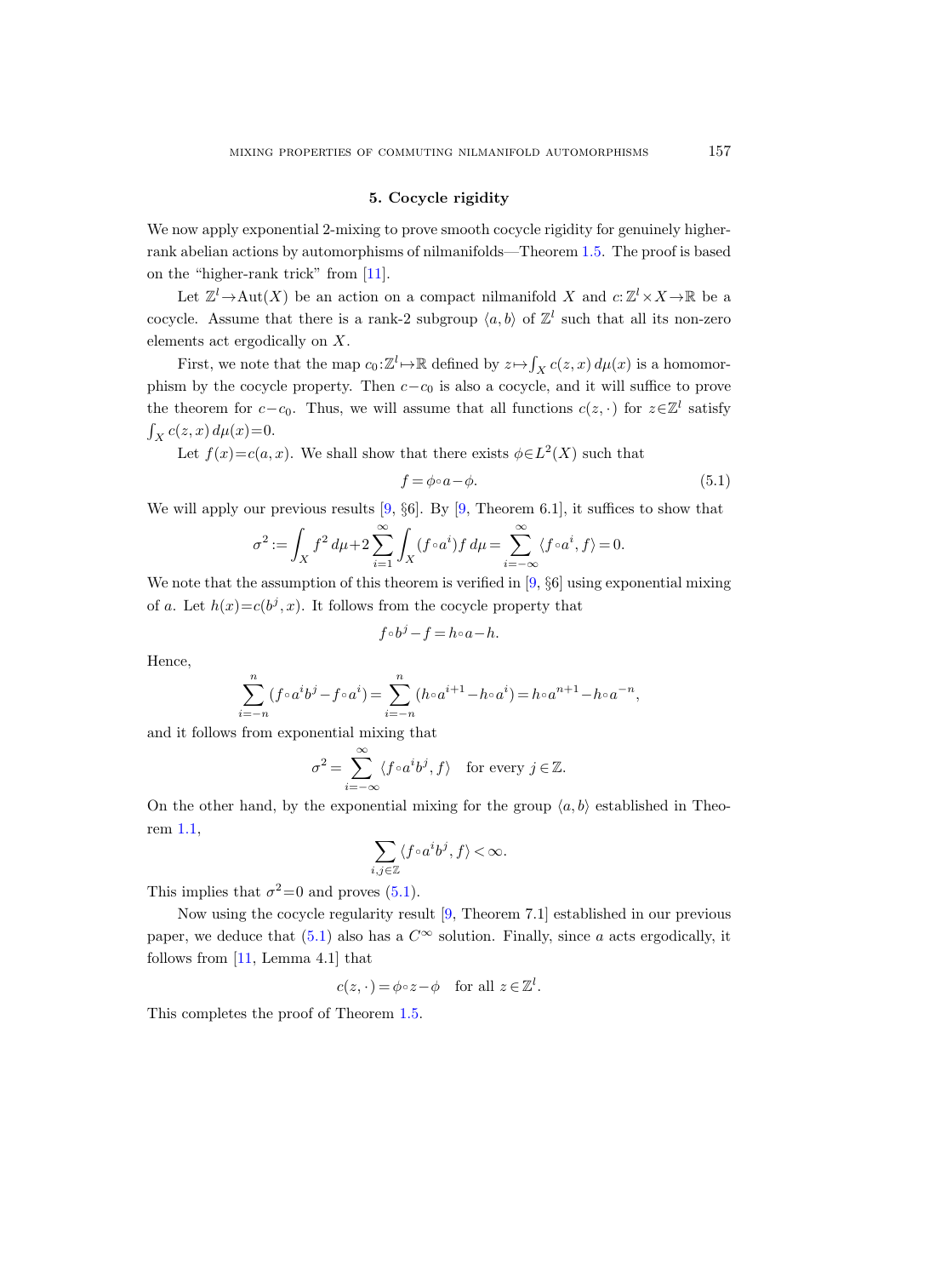## 5. Cocycle rigidity

We now apply exponential 2-mixing to prove smooth cocycle rigidity for genuinely higher-rank abelian actions by automorphisms of nilmanifolds—Theorem 1.5. The proof is based on the "higher-rank trick" from [11].

Let $\mathbb{Z}^l \to \mathrm{Aut}(X)$ be an action on a compact nilmanifold $X$ and $c: \mathbb{Z}^l \times X \to \mathbb{R}$ be a cocycle. Assume that there is a rank-2 subgroup $\langle a, b\rangle$ of $\mathbb{Z}^l$ such that all its non-zero elements act ergodically on $X$.

First, we note that the map $c_0: \mathbb{Z}^l \mapsto \mathbb{R}$ defined by $z \mapsto \int_X c(z,x)\, d\mu(x)$ is a homomorphism by the cocycle property. Then $c - c_0$ is also a cocycle, and it will suffice to prove the theorem for $c - c_0$. Thus, we will assume that all functions $c(z,\cdot)$ for $z \in \mathbb{Z}^l$ satisfy $\int_X c(z,x)\, d\mu(x) = 0$.

Let $f(x) = c(a,x)$. We shall show that there exists $\phi \in L^2(X)$ such that

$$f = \phi \circ a - \phi. \tag{5.1}$$

We will apply our previous results [9, §6]. By [9, Theorem 6.1], it suffices to show that

$$\sigma^2 := \int_X f^2\, d\mu + 2\sum_{i=1}^{\infty} \int_X (f \circ a^i) f\, d\mu = \sum_{i=-\infty}^{\infty} \langle f \circ a^i, f\rangle = 0.$$

We note that the assumption of this theorem is verified in [9, §6] using exponential mixing of $a$. Let $h(x) = c(b^j, x)$. It follows from the cocycle property that

$$f \circ b^j - f = h \circ a - h.$$

Hence,

$$\sum_{i=-n}^{n} (f \circ a^i b^j - f \circ a^i) = \sum_{i=-n}^{n} (h \circ a^{i+1} - h \circ a^i) = h \circ a^{n+1} - h \circ a^{-n},$$

and it follows from exponential mixing that

$$\sigma^2 = \sum_{i=-\infty}^{\infty} \langle f \circ a^i b^j, f\rangle \quad \text{for every } j \in \mathbb{Z}.$$

On the other hand, by the exponential mixing for the group $\langle a, b\rangle$ established in Theorem 1.1,

$$\sum_{i,j \in \mathbb{Z}} \langle f \circ a^i b^j, f\rangle < \infty.$$

This implies that $\sigma^2 = 0$ and proves (5.1).

Now using the cocycle regularity result [9, Theorem 7.1] established in our previous paper, we deduce that (5.1) also has a $C^\infty$ solution. Finally, since $a$ acts ergodically, it follows from [11, Lemma 4.1] that

$$c(z,\cdot) = \phi \circ z - \phi \quad \text{for all } z \in \mathbb{Z}^l.$$

This completes the proof of Theorem 1.5.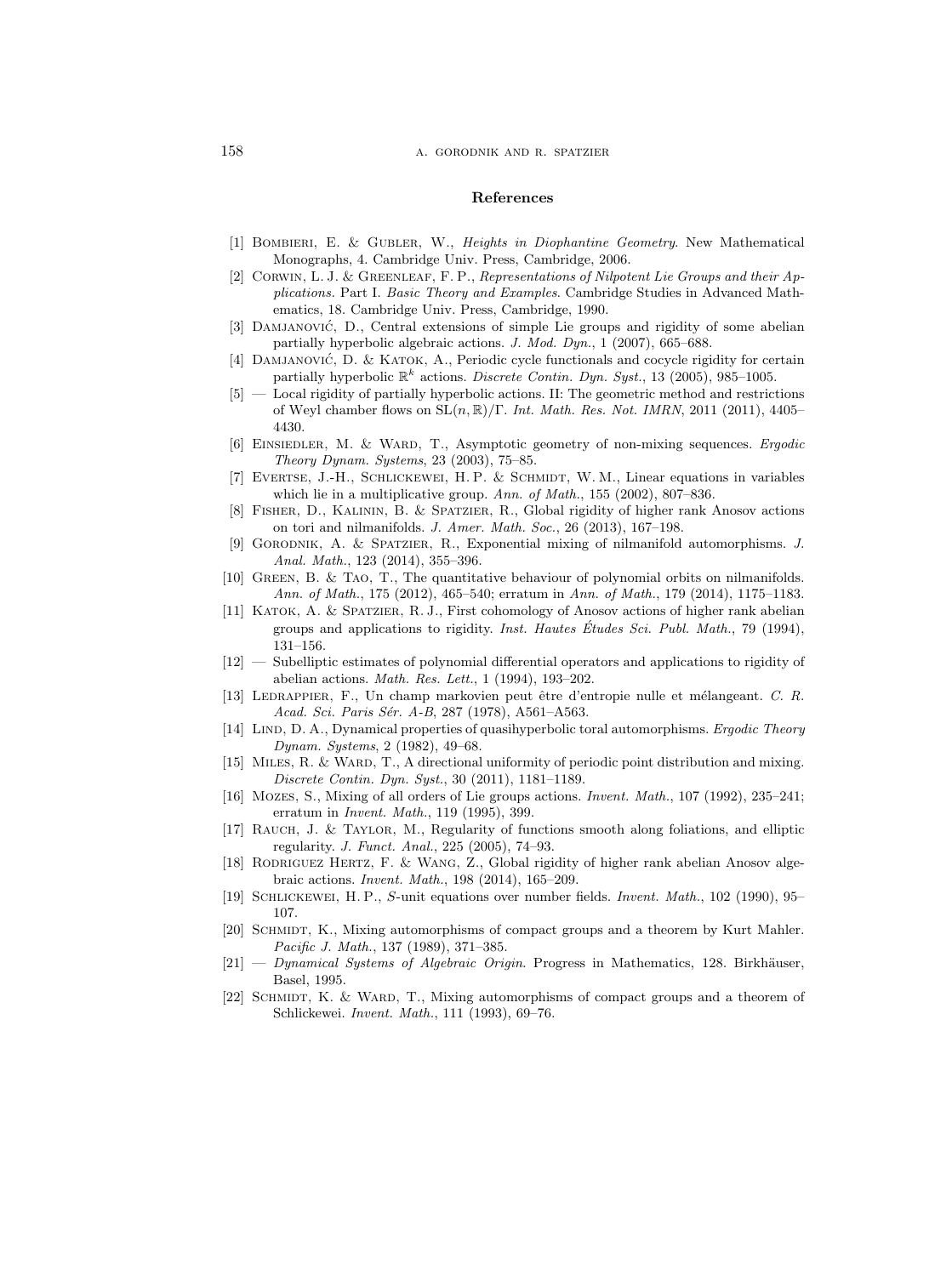## References

[1] Bombieri, E. & Gubler, W., *Heights in Diophantine Geometry*. New Mathematical Monographs, 4. Cambridge Univ. Press, Cambridge, 2006.

[2] Corwin, L. J. & Greenleaf, F. P., *Representations of Nilpotent Lie Groups and their Applications*. Part I. *Basic Theory and Examples*. Cambridge Studies in Advanced Mathematics, 18. Cambridge Univ. Press, Cambridge, 1990.

[3] Damjanović, D., Central extensions of simple Lie groups and rigidity of some abelian partially hyperbolic algebraic actions. *J. Mod. Dyn.*, 1 (2007), 665–688.

[4] Damjanović, D. & Katok, A., Periodic cycle functionals and cocycle rigidity for certain partially hyperbolic $\mathbb{R}^k$ actions. *Discrete Contin. Dyn. Syst.*, 13 (2005), 985–1005.

[5] — Local rigidity of partially hyperbolic actions. II: The geometric method and restrictions of Weyl chamber flows on $\mathrm{SL}(n, \mathbb{R})/\Gamma$. *Int. Math. Res. Not. IMRN*, 2011 (2011), 4405–4430.

[6] Einsiedler, M. & Ward, T., Asymptotic geometry of non-mixing sequences. *Ergodic Theory Dynam. Systems*, 23 (2003), 75–85.

[7] Evertse, J.-H., Schlickewei, H. P. & Schmidt, W. M., Linear equations in variables which lie in a multiplicative group. *Ann. of Math.*, 155 (2002), 807–836.

[8] Fisher, D., Kalinin, B. & Spatzier, R., Global rigidity of higher rank Anosov actions on tori and nilmanifolds. *J. Amer. Math. Soc.*, 26 (2013), 167–198.

[9] Gorodnik, A. & Spatzier, R., Exponential mixing of nilmanifold automorphisms. *J. Anal. Math.*, 123 (2014), 355–396.

[10] Green, B. & Tao, T., The quantitative behaviour of polynomial orbits on nilmanifolds. *Ann. of Math.*, 175 (2012), 465–540; erratum in *Ann. of Math.*, 179 (2014), 1175–1183.

[11] Katok, A. & Spatzier, R. J., First cohomology of Anosov actions of higher rank abelian groups and applications to rigidity. *Inst. Hautes Études Sci. Publ. Math.*, 79 (1994), 131–156.

[12] — Subelliptic estimates of polynomial differential operators and applications to rigidity of abelian actions. *Math. Res. Lett.*, 1 (1994), 193–202.

[13] Ledrappier, F., Un champ markovien peut être d'entropie nulle et mélangeant. *C. R. Acad. Sci. Paris Sér. A-B*, 287 (1978), A561–A563.

[14] Lind, D. A., Dynamical properties of quasihyperbolic toral automorphisms. *Ergodic Theory Dynam. Systems*, 2 (1982), 49–68.

[15] Miles, R. & Ward, T., A directional uniformity of periodic point distribution and mixing. *Discrete Contin. Dyn. Syst.*, 30 (2011), 1181–1189.

[16] Mozes, S., Mixing of all orders of Lie groups actions. *Invent. Math.*, 107 (1992), 235–241; erratum in *Invent. Math.*, 119 (1995), 399.

[17] Rauch, J. & Taylor, M., Regularity of functions smooth along foliations, and elliptic regularity. *J. Funct. Anal.*, 225 (2005), 74–93.

[18] Rodriguez Hertz, F. & Wang, Z., Global rigidity of higher rank abelian Anosov algebraic actions. *Invent. Math.*, 198 (2014), 165–209.

[19] Schlickewei, H. P., $S$-unit equations over number fields. *Invent. Math.*, 102 (1990), 95–107.

[20] Schmidt, K., Mixing automorphisms of compact groups and a theorem by Kurt Mahler. *Pacific J. Math.*, 137 (1989), 371–385.

[21] — *Dynamical Systems of Algebraic Origin*. Progress in Mathematics, 128. Birkhäuser, Basel, 1995.

[22] Schmidt, K. & Ward, T., Mixing automorphisms of compact groups and a theorem of Schlickewei. *Invent. Math.*, 111 (1993), 69–76.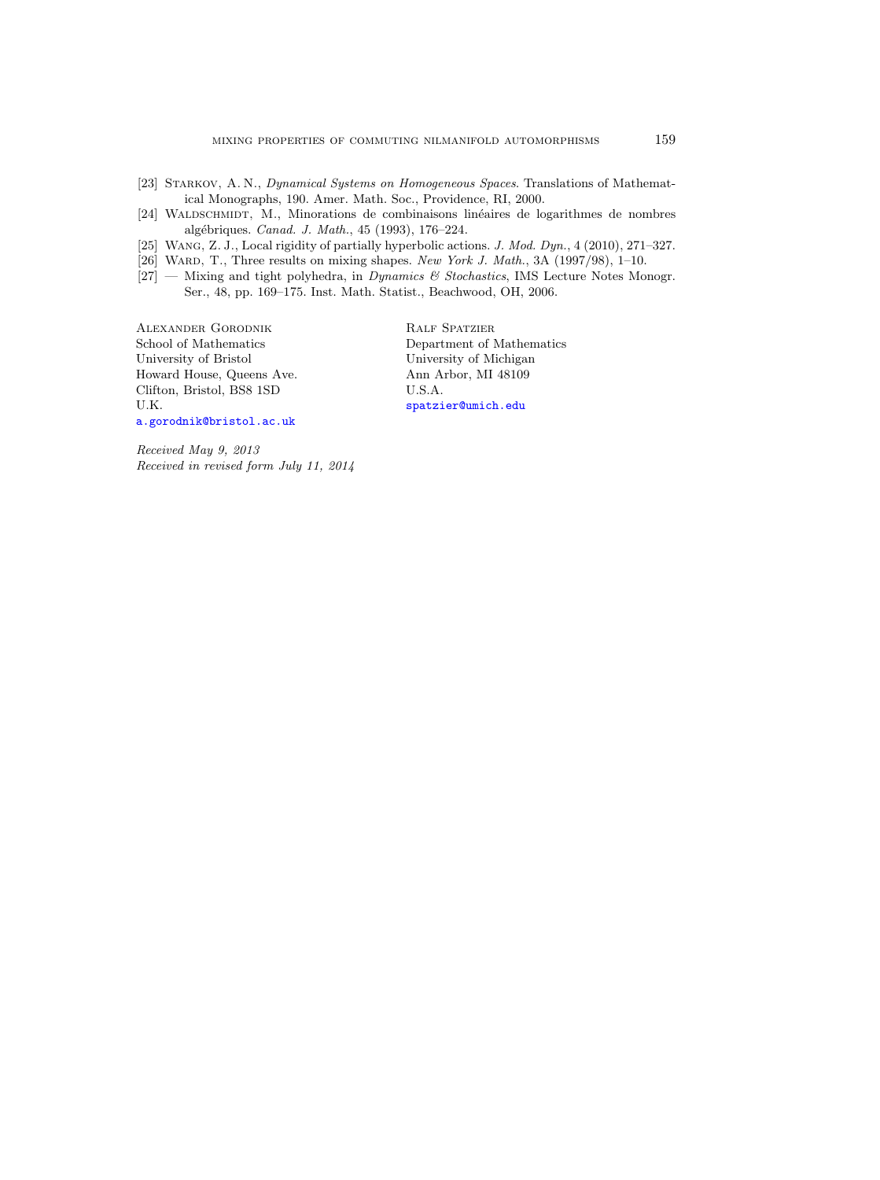[23] Starkov, A. N., *Dynamical Systems on Homogeneous Spaces*. Translations of Mathematical Monographs, 190. Amer. Math. Soc., Providence, RI, 2000.

[24] Waldschmidt, M., Minorations de combinaisons linéaires de logarithmes de nombres algébriques. *Canad. J. Math.*, 45 (1993), 176–224.

[25] Wang, Z. J., Local rigidity of partially hyperbolic actions. *J. Mod. Dyn.*, 4 (2010), 271–327.

[26] Ward, T., Three results on mixing shapes. *New York J. Math.*, 3A (1997/98), 1–10.

[27] — Mixing and tight polyhedra, in *Dynamics & Stochastics*, IMS Lecture Notes Monogr. Ser., 48, pp. 169–175. Inst. Math. Statist., Beachwood, OH, 2006.

Alexander Gorodnik
School of Mathematics
University of Bristol
Howard House, Queens Ave.
Clifton, Bristol, BS8 1SD
U.K.
a.gorodnik@bristol.ac.uk

Ralf Spatzier
Department of Mathematics
University of Michigan
Ann Arbor, MI 48109
U.S.A.
spatzier@umich.edu

*Received May 9, 2013*
*Received in revised form July 11, 2014*